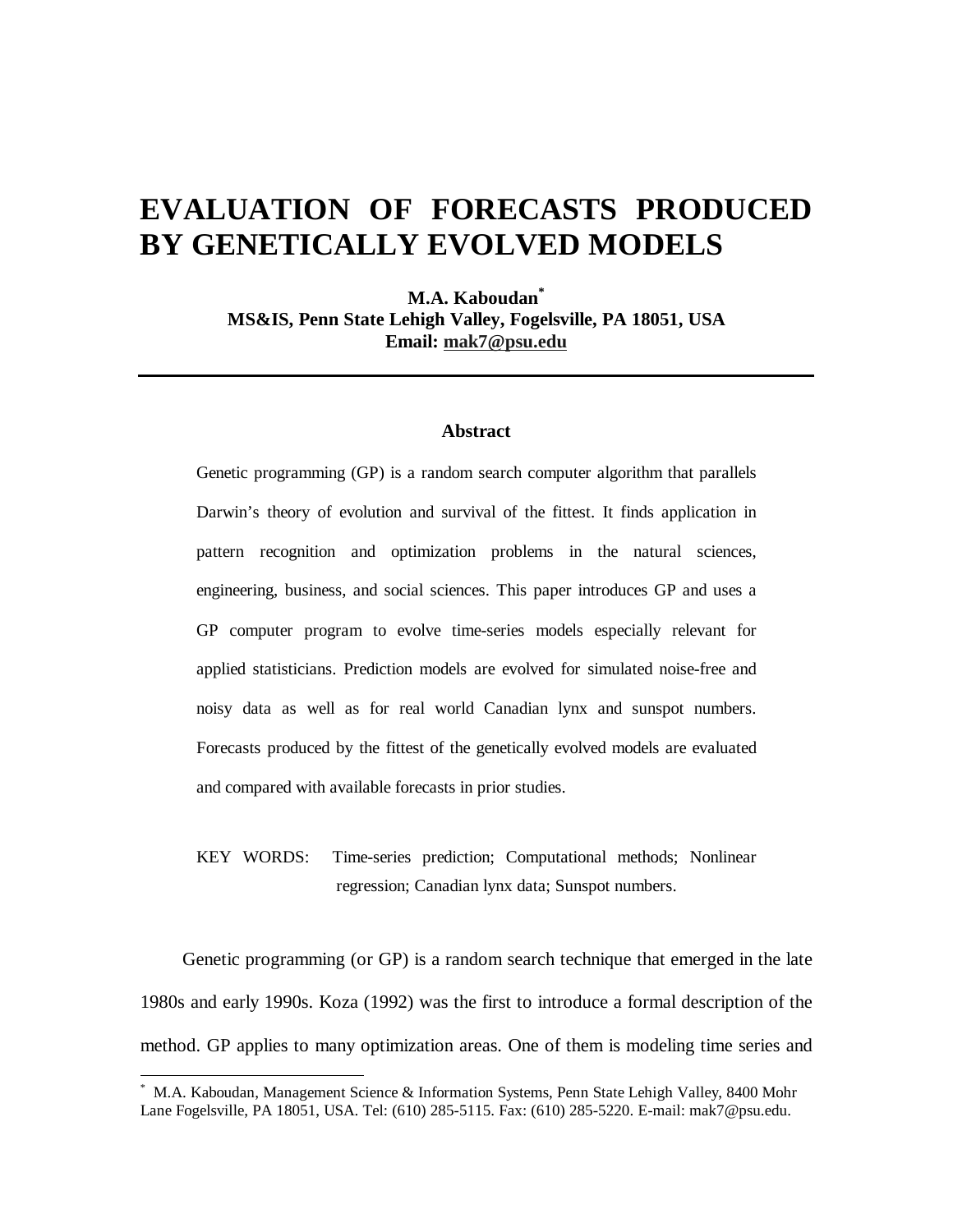# EVALUATION OF FORECASTS PRODUCED BY GENETICALLY EVOLVED MODELS

**M.A. Kaboudan*\***
**MS&IS, Penn State Lehigh Valley, Fogelsville, PA 18051, USA**
**Email: mak7@psu.edu**

---

### Abstract

Genetic programming (GP) is a random search computer algorithm that parallels Darwin's theory of evolution and survival of the fittest. It finds application in pattern recognition and optimization problems in the natural sciences, engineering, business, and social sciences. This paper introduces GP and uses a GP computer program to evolve time-series models especially relevant for applied statisticians. Prediction models are evolved for simulated noise-free and noisy data as well as for real world Canadian lynx and sunspot numbers. Forecasts produced by the fittest of the genetically evolved models are evaluated and compared with available forecasts in prior studies.

KEY WORDS: Time-series prediction; Computational methods; Nonlinear regression; Canadian lynx data; Sunspot numbers.

Genetic programming (or GP) is a random search technique that emerged in the late 1980s and early 1990s. Koza (1992) was the first to introduce a formal description of the method. GP applies to many optimization areas. One of them is modeling time series and

---

\* M.A. Kaboudan, Management Science & Information Systems, Penn State Lehigh Valley, 8400 Mohr Lane Fogelsville, PA 18051, USA. Tel: (610) 285-5115. Fax: (610) 285-5220. E-mail: mak7@psu.edu.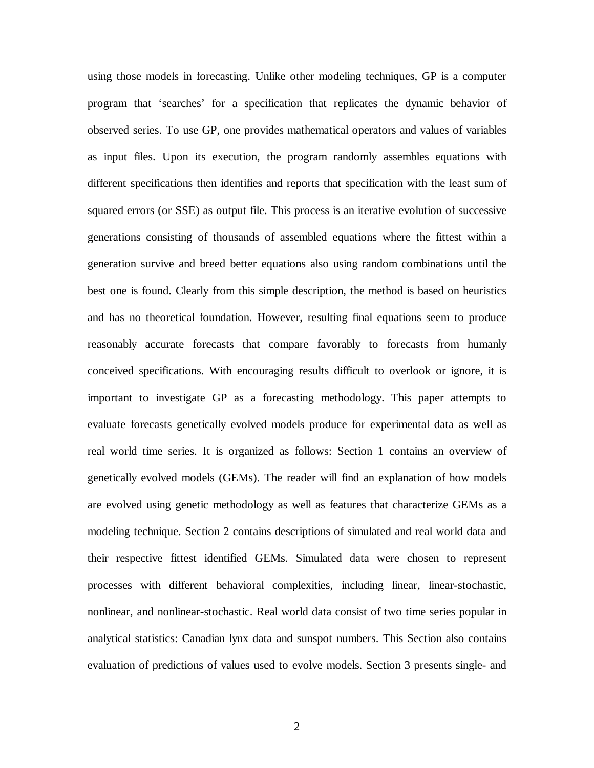using those models in forecasting. Unlike other modeling techniques, GP is a computer program that 'searches' for a specification that replicates the dynamic behavior of observed series. To use GP, one provides mathematical operators and values of variables as input files. Upon its execution, the program randomly assembles equations with different specifications then identifies and reports that specification with the least sum of squared errors (or SSE) as output file. This process is an iterative evolution of successive generations consisting of thousands of assembled equations where the fittest within a generation survive and breed better equations also using random combinations until the best one is found. Clearly from this simple description, the method is based on heuristics and has no theoretical foundation. However, resulting final equations seem to produce reasonably accurate forecasts that compare favorably to forecasts from humanly conceived specifications. With encouraging results difficult to overlook or ignore, it is important to investigate GP as a forecasting methodology. This paper attempts to evaluate forecasts genetically evolved models produce for experimental data as well as real world time series. It is organized as follows: Section 1 contains an overview of genetically evolved models (GEMs). The reader will find an explanation of how models are evolved using genetic methodology as well as features that characterize GEMs as a modeling technique. Section 2 contains descriptions of simulated and real world data and their respective fittest identified GEMs. Simulated data were chosen to represent processes with different behavioral complexities, including linear, linear-stochastic, nonlinear, and nonlinear-stochastic. Real world data consist of two time series popular in analytical statistics: Canadian lynx data and sunspot numbers. This Section also contains evaluation of predictions of values used to evolve models. Section 3 presents single- and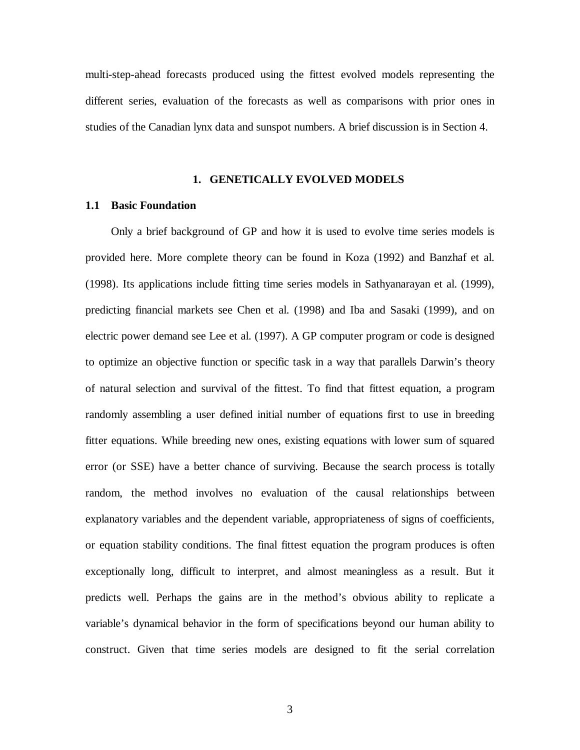multi-step-ahead forecasts produced using the fittest evolved models representing the different series, evaluation of the forecasts as well as comparisons with prior ones in studies of the Canadian lynx data and sunspot numbers. A brief discussion is in Section 4.

## 1. GENETICALLY EVOLVED MODELS

### 1.1 Basic Foundation

Only a brief background of GP and how it is used to evolve time series models is provided here. More complete theory can be found in Koza (1992) and Banzhaf et al. (1998). Its applications include fitting time series models in Sathyanarayan et al. (1999), predicting financial markets see Chen et al. (1998) and Iba and Sasaki (1999), and on electric power demand see Lee et al. (1997). A GP computer program or code is designed to optimize an objective function or specific task in a way that parallels Darwin's theory of natural selection and survival of the fittest. To find that fittest equation, a program randomly assembling a user defined initial number of equations first to use in breeding fitter equations. While breeding new ones, existing equations with lower sum of squared error (or SSE) have a better chance of surviving. Because the search process is totally random, the method involves no evaluation of the causal relationships between explanatory variables and the dependent variable, appropriateness of signs of coefficients, or equation stability conditions. The final fittest equation the program produces is often exceptionally long, difficult to interpret, and almost meaningless as a result. But it predicts well. Perhaps the gains are in the method's obvious ability to replicate a variable's dynamical behavior in the form of specifications beyond our human ability to construct. Given that time series models are designed to fit the serial correlation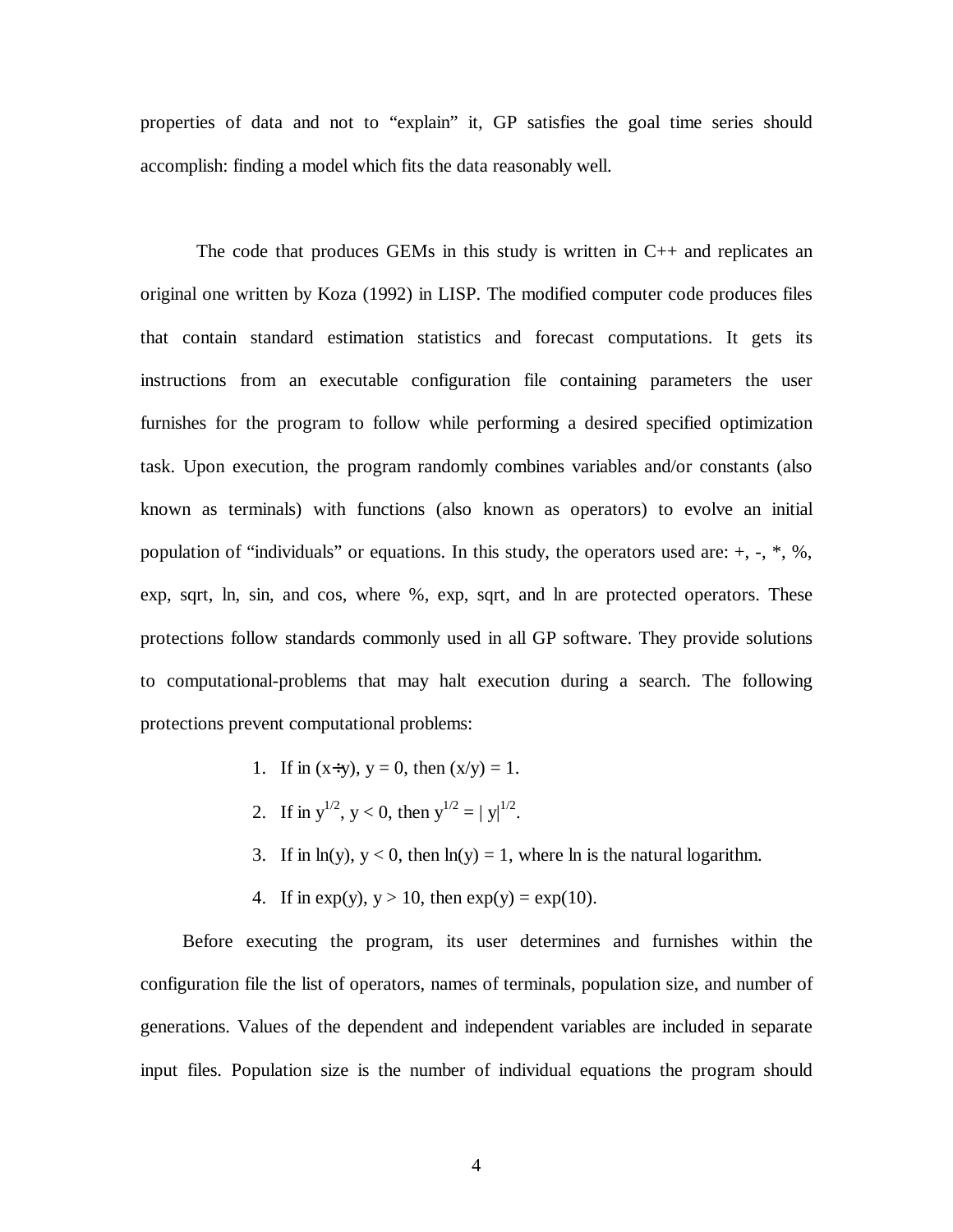properties of data and not to "explain" it, GP satisfies the goal time series should accomplish: finding a model which fits the data reasonably well.

The code that produces GEMs in this study is written in C++ and replicates an original one written by Koza (1992) in LISP. The modified computer code produces files that contain standard estimation statistics and forecast computations. It gets its instructions from an executable configuration file containing parameters the user furnishes for the program to follow while performing a desired specified optimization task. Upon execution, the program randomly combines variables and/or constants (also known as terminals) with functions (also known as operators) to evolve an initial population of "individuals" or equations. In this study, the operators used are: +, -, *, %, exp, sqrt, ln, sin, and cos, where %, exp, sqrt, and ln are protected operators. These protections follow standards commonly used in all GP software. They provide solutions to computational-problems that may halt execution during a search. The following protections prevent computational problems:

1. If in $(x \div y)$, $y = 0$, then $(x/y) = 1$.
2. If in $y^{1/2}$, $y < 0$, then $y^{1/2} = |y|^{1/2}$.
3. If in $\ln(y)$, $y < 0$, then $\ln(y) = 1$, where ln is the natural logarithm.
4. If in $\exp(y)$, $y > 10$, then $\exp(y) = \exp(10)$.

Before executing the program, its user determines and furnishes within the configuration file the list of operators, names of terminals, population size, and number of generations. Values of the dependent and independent variables are included in separate input files. Population size is the number of individual equations the program should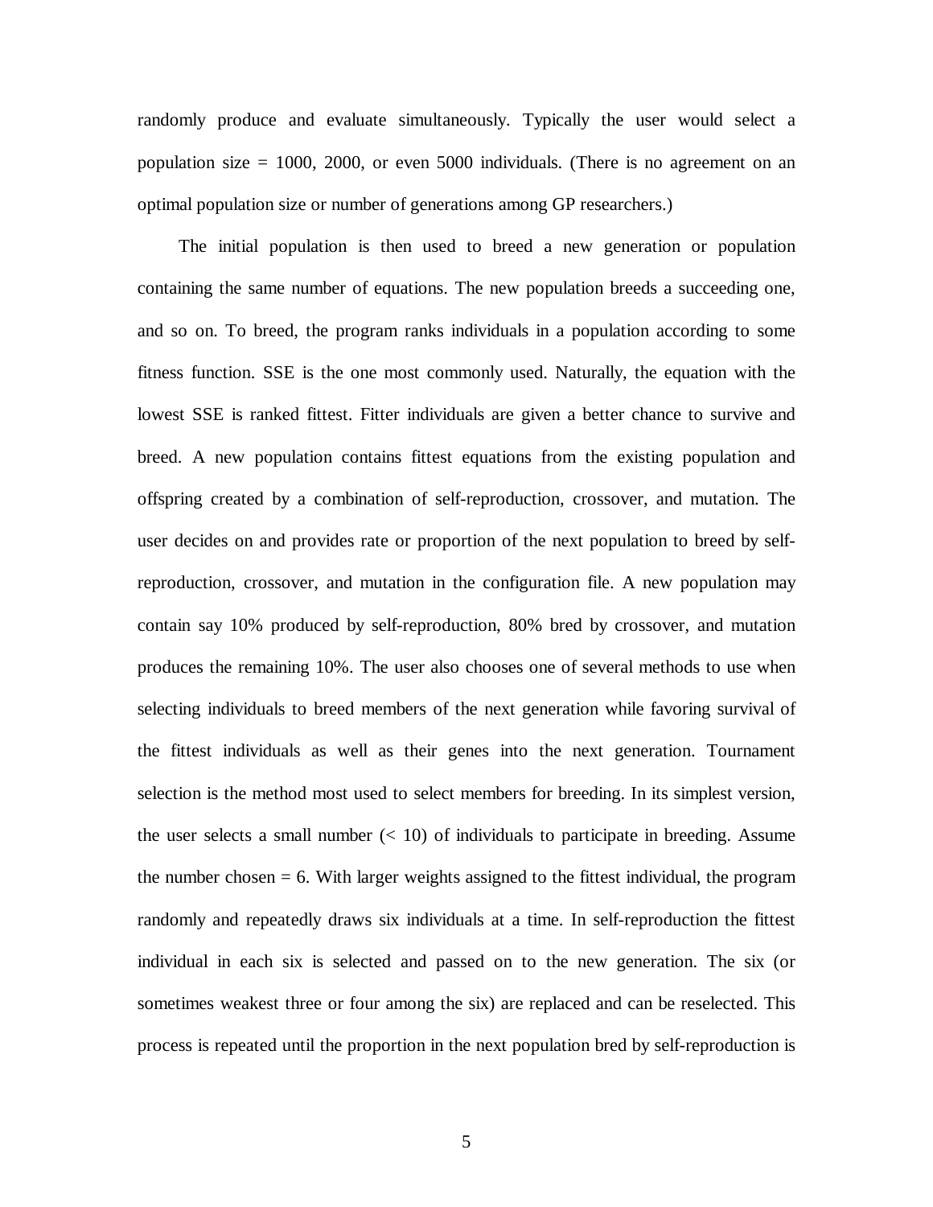randomly produce and evaluate simultaneously. Typically the user would select a population size = 1000, 2000, or even 5000 individuals. (There is no agreement on an optimal population size or number of generations among GP researchers.)

The initial population is then used to breed a new generation or population containing the same number of equations. The new population breeds a succeeding one, and so on. To breed, the program ranks individuals in a population according to some fitness function. SSE is the one most commonly used. Naturally, the equation with the lowest SSE is ranked fittest. Fitter individuals are given a better chance to survive and breed. A new population contains fittest equations from the existing population and offspring created by a combination of self-reproduction, crossover, and mutation. The user decides on and provides rate or proportion of the next population to breed by self-reproduction, crossover, and mutation in the configuration file. A new population may contain say 10% produced by self-reproduction, 80% bred by crossover, and mutation produces the remaining 10%. The user also chooses one of several methods to use when selecting individuals to breed members of the next generation while favoring survival of the fittest individuals as well as their genes into the next generation. Tournament selection is the method most used to select members for breeding. In its simplest version, the user selects a small number (< 10) of individuals to participate in breeding. Assume the number chosen = 6. With larger weights assigned to the fittest individual, the program randomly and repeatedly draws six individuals at a time. In self-reproduction the fittest individual in each six is selected and passed on to the new generation. The six (or sometimes weakest three or four among the six) are replaced and can be reselected. This process is repeated until the proportion in the next population bred by self-reproduction is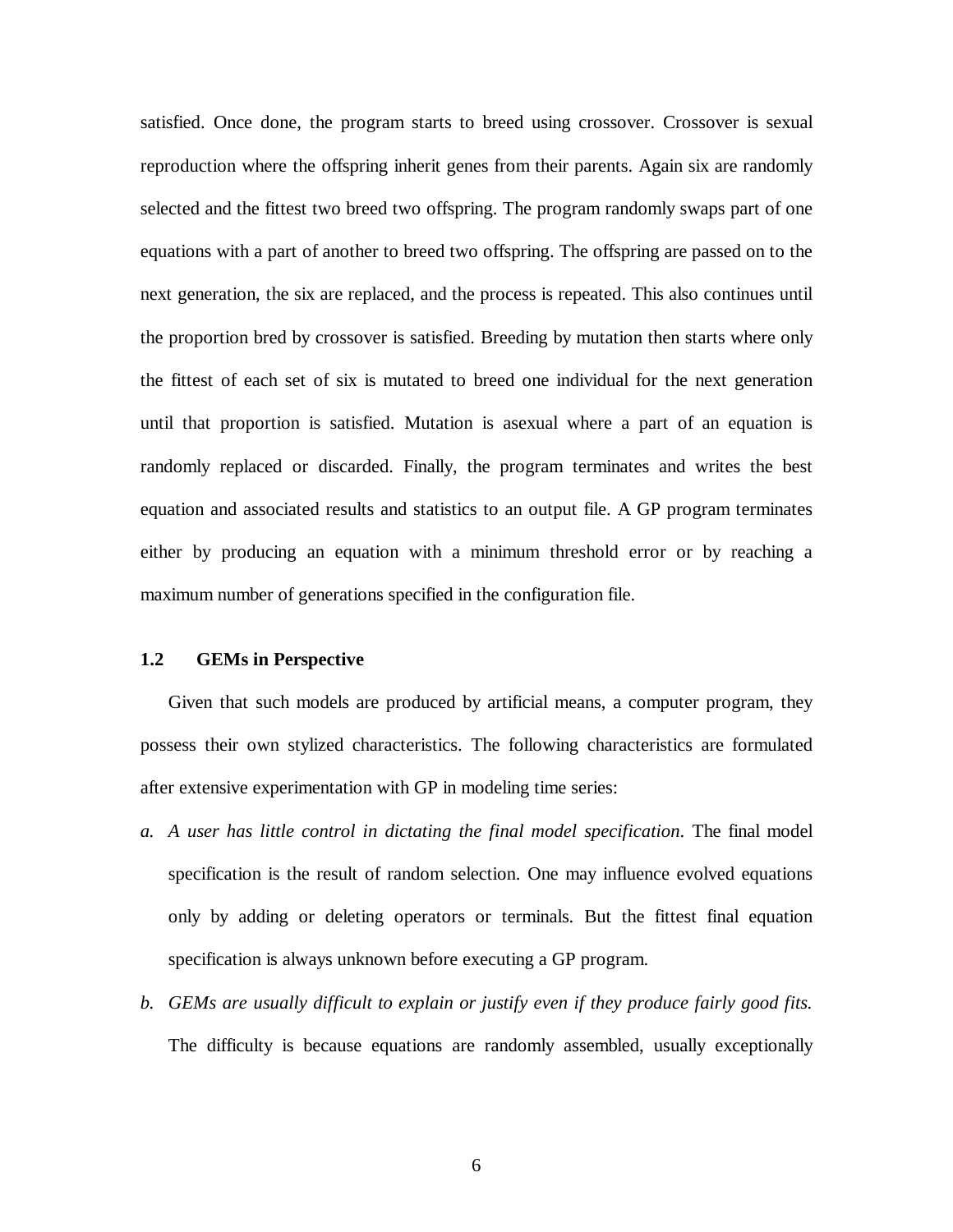satisfied. Once done, the program starts to breed using crossover. Crossover is sexual reproduction where the offspring inherit genes from their parents. Again six are randomly selected and the fittest two breed two offspring. The program randomly swaps part of one equations with a part of another to breed two offspring. The offspring are passed on to the next generation, the six are replaced, and the process is repeated. This also continues until the proportion bred by crossover is satisfied. Breeding by mutation then starts where only the fittest of each set of six is mutated to breed one individual for the next generation until that proportion is satisfied. Mutation is asexual where a part of an equation is randomly replaced or discarded. Finally, the program terminates and writes the best equation and associated results and statistics to an output file. A GP program terminates either by producing an equation with a minimum threshold error or by reaching a maximum number of generations specified in the configuration file.

### 1.2 GEMs in Perspective

Given that such models are produced by artificial means, a computer program, they possess their own stylized characteristics. The following characteristics are formulated after extensive experimentation with GP in modeling time series:

a. *A user has little control in dictating the final model specification*. The final model specification is the result of random selection. One may influence evolved equations only by adding or deleting operators or terminals. But the fittest final equation specification is always unknown before executing a GP program.

b. *GEMs are usually difficult to explain or justify even if they produce fairly good fits.* The difficulty is because equations are randomly assembled, usually exceptionally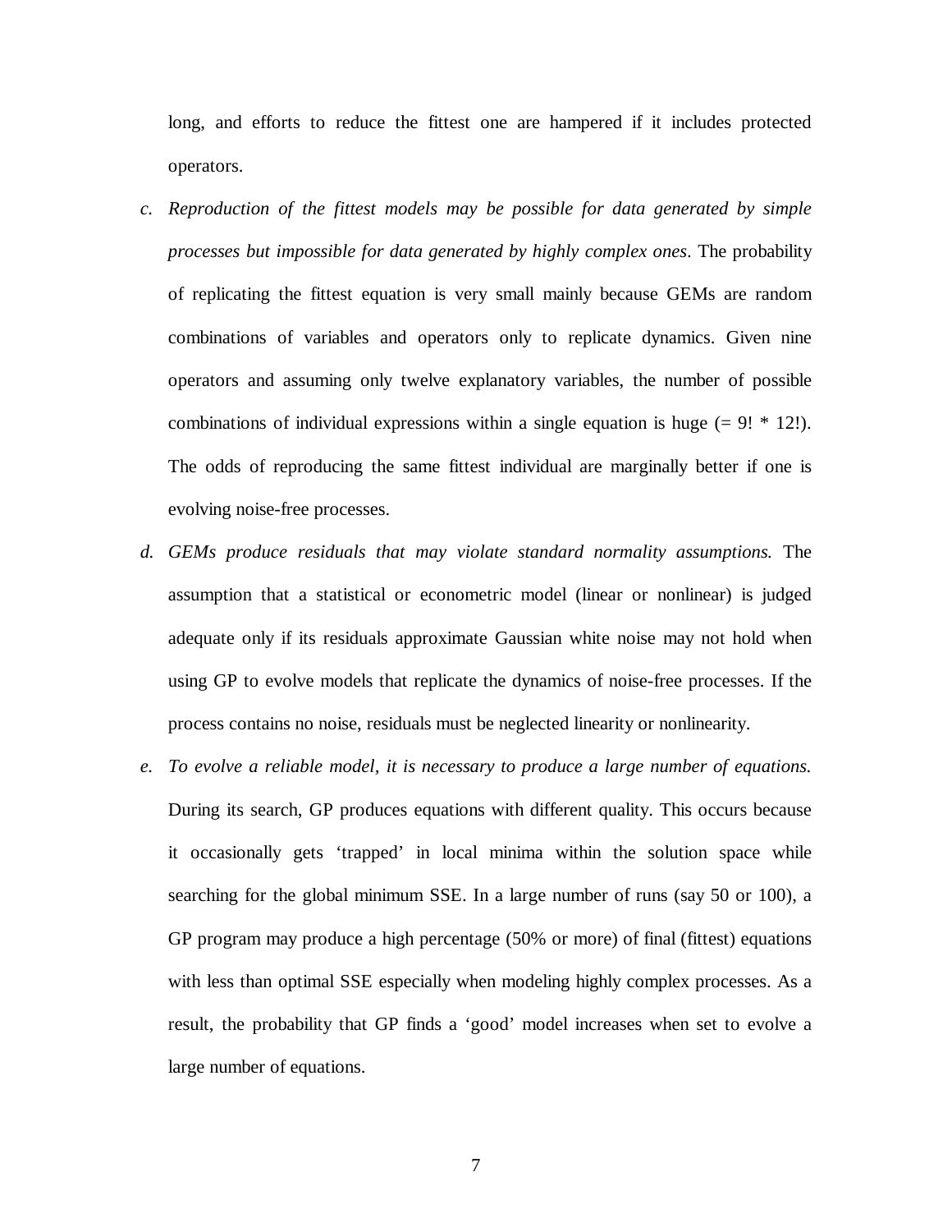long, and efforts to reduce the fittest one are hampered if it includes protected operators.

c. *Reproduction of the fittest models may be possible for data generated by simple processes but impossible for data generated by highly complex ones*. The probability of replicating the fittest equation is very small mainly because GEMs are random combinations of variables and operators only to replicate dynamics. Given nine operators and assuming only twelve explanatory variables, the number of possible combinations of individual expressions within a single equation is huge ($= 9! * 12!$). The odds of reproducing the same fittest individual are marginally better if one is evolving noise-free processes.

d. *GEMs produce residuals that may violate standard normality assumptions.* The assumption that a statistical or econometric model (linear or nonlinear) is judged adequate only if its residuals approximate Gaussian white noise may not hold when using GP to evolve models that replicate the dynamics of noise-free processes. If the process contains no noise, residuals must be neglected linearity or nonlinearity.

e. *To evolve a reliable model, it is necessary to produce a large number of equations.* During its search, GP produces equations with different quality. This occurs because it occasionally gets 'trapped' in local minima within the solution space while searching for the global minimum SSE. In a large number of runs (say 50 or 100), a GP program may produce a high percentage (50% or more) of final (fittest) equations with less than optimal SSE especially when modeling highly complex processes. As a result, the probability that GP finds a 'good' model increases when set to evolve a large number of equations.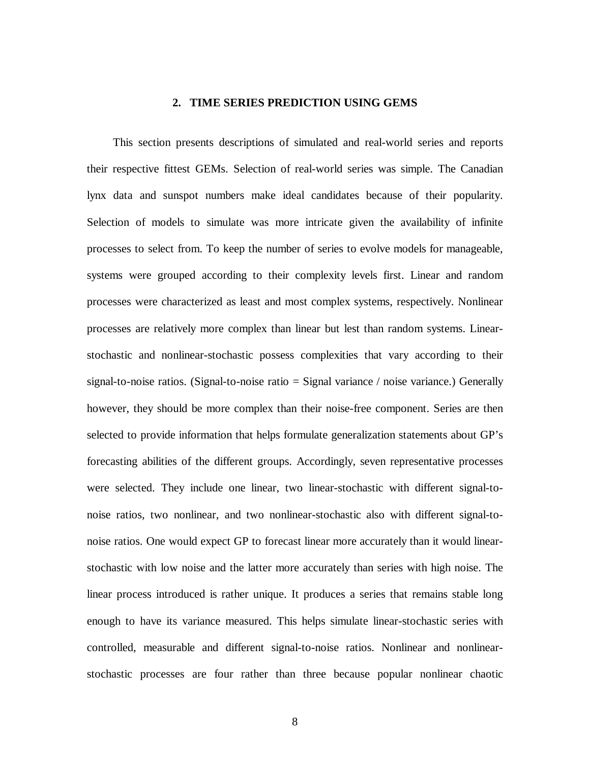## 2. TIME SERIES PREDICTION USING GEMS

This section presents descriptions of simulated and real-world series and reports their respective fittest GEMs. Selection of real-world series was simple. The Canadian lynx data and sunspot numbers make ideal candidates because of their popularity. Selection of models to simulate was more intricate given the availability of infinite processes to select from. To keep the number of series to evolve models for manageable, systems were grouped according to their complexity levels first. Linear and random processes were characterized as least and most complex systems, respectively. Nonlinear processes are relatively more complex than linear but lest than random systems. Linear-stochastic and nonlinear-stochastic possess complexities that vary according to their signal-to-noise ratios. (Signal-to-noise ratio = Signal variance / noise variance.) Generally however, they should be more complex than their noise-free component. Series are then selected to provide information that helps formulate generalization statements about GP's forecasting abilities of the different groups. Accordingly, seven representative processes were selected. They include one linear, two linear-stochastic with different signal-to-noise ratios, two nonlinear, and two nonlinear-stochastic also with different signal-to-noise ratios. One would expect GP to forecast linear more accurately than it would linear-stochastic with low noise and the latter more accurately than series with high noise. The linear process introduced is rather unique. It produces a series that remains stable long enough to have its variance measured. This helps simulate linear-stochastic series with controlled, measurable and different signal-to-noise ratios. Nonlinear and nonlinear-stochastic processes are four rather than three because popular nonlinear chaotic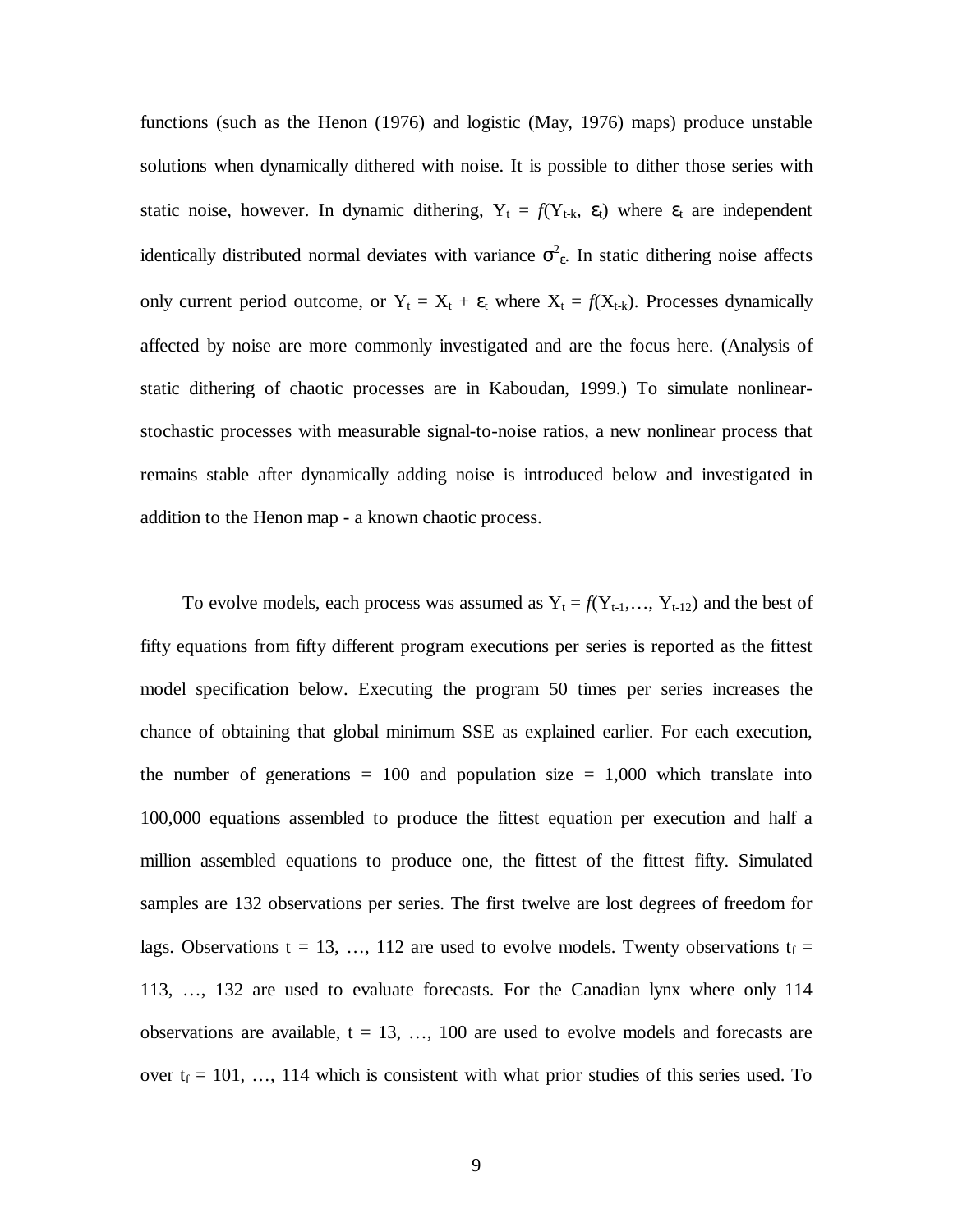functions (such as the Henon (1976) and logistic (May, 1976) maps) produce unstable solutions when dynamically dithered with noise. It is possible to dither those series with static noise, however. In dynamic dithering, $Y_t = f(Y_{t-k}, \varepsilon_t)$ where $\varepsilon_t$ are independent identically distributed normal deviates with variance $\sigma^2_\varepsilon$. In static dithering noise affects only current period outcome, or $Y_t = X_t + \varepsilon_t$ where $X_t = f(X_{t-k})$. Processes dynamically affected by noise are more commonly investigated and are the focus here. (Analysis of static dithering of chaotic processes are in Kaboudan, 1999.) To simulate nonlinear-stochastic processes with measurable signal-to-noise ratios, a new nonlinear process that remains stable after dynamically adding noise is introduced below and investigated in addition to the Henon map - a known chaotic process.

To evolve models, each process was assumed as $Y_t = f(Y_{t-1},\ldots, Y_{t-12})$ and the best of fifty equations from fifty different program executions per series is reported as the fittest model specification below. Executing the program 50 times per series increases the chance of obtaining that global minimum SSE as explained earlier. For each execution, the number of generations = 100 and population size = 1,000 which translate into 100,000 equations assembled to produce the fittest equation per execution and half a million assembled equations to produce one, the fittest of the fittest fifty. Simulated samples are 132 observations per series. The first twelve are lost degrees of freedom for lags. Observations $t = 13, \ldots, 112$ are used to evolve models. Twenty observations $t_f = 113, \ldots, 132$ are used to evaluate forecasts. For the Canadian lynx where only 114 observations are available, $t = 13, \ldots, 100$ are used to evolve models and forecasts are over $t_f = 101, \ldots, 114$ which is consistent with what prior studies of this series used. To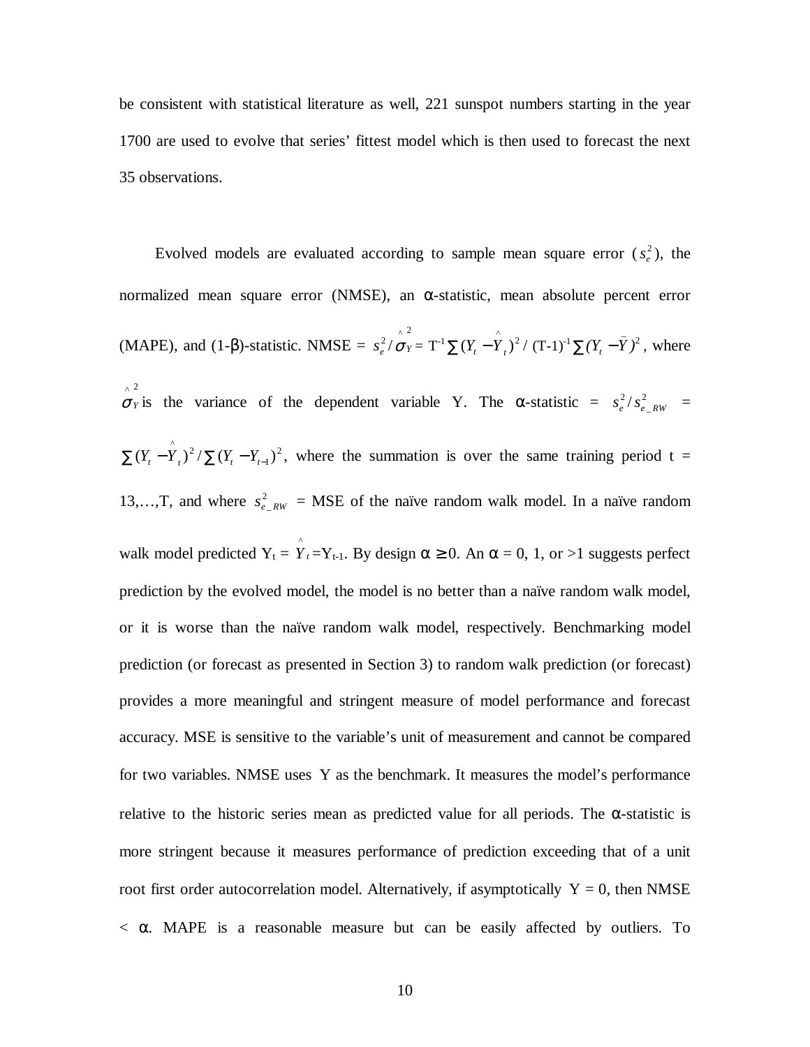be consistent with statistical literature as well, 221 sunspot numbers starting in the year 1700 are used to evolve that series' fittest model which is then used to forecast the next 35 observations.

Evolved models are evaluated according to sample mean square error ($s_e^2$), the normalized mean square error (NMSE), an α-statistic, mean absolute percent error (MAPE), and (1-β)-statistic. NMSE = $s_e^2 / \hat{\sigma}_Y^2$ = $T^{-1} \sum (Y_t - \hat{Y}_t)^2$ / $(T-1)^{-1} \sum (Y_t - \bar{Y})^2$, where $\hat{\sigma}_Y^2$ is the variance of the dependent variable Y. The α-statistic = $s_e^2 / s_{e\_RW}^2$ = $\sum (Y_t - \hat{Y}_t)^2 / \sum (Y_t - Y_{t-1})^2$, where the summation is over the same training period t = 13,…,T, and where $s_{e\_RW}^2$ = MSE of the naïve random walk model. In a naïve random walk model predicted $Y_t = \hat{Y}_t = Y_{t-1}$. By design $\alpha \geq 0$. An α = 0, 1, or >1 suggests perfect prediction by the evolved model, the model is no better than a naïve random walk model, or it is worse than the naïve random walk model, respectively. Benchmarking model prediction (or forecast as presented in Section 3) to random walk prediction (or forecast) provides a more meaningful and stringent measure of model performance and forecast accuracy. MSE is sensitive to the variable's unit of measurement and cannot be compared for two variables. NMSE uses Y as the benchmark. It measures the model's performance relative to the historic series mean as predicted value for all periods. The α-statistic is more stringent because it measures performance of prediction exceeding that of a unit root first order autocorrelation model. Alternatively, if asymptotically Y = 0, then NMSE < α. MAPE is a reasonable measure but can be easily affected by outliers. To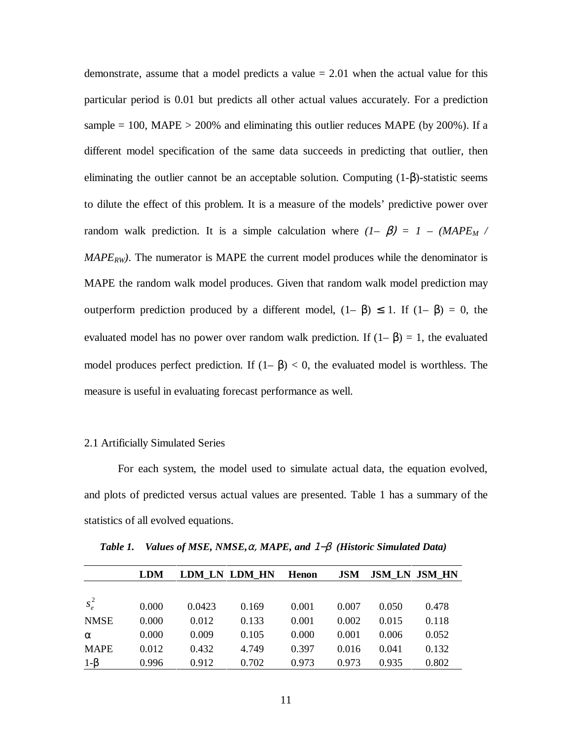demonstrate, assume that a model predicts a value = 2.01 when the actual value for this particular period is 0.01 but predicts all other actual values accurately. For a prediction sample = 100, MAPE > 200% and eliminating this outlier reduces MAPE (by 200%). If a different model specification of the same data succeeds in predicting that outlier, then eliminating the outlier cannot be an acceptable solution. Computing (1-β)-statistic seems to dilute the effect of this problem. It is a measure of the models' predictive power over random walk prediction. It is a simple calculation where $(1-\beta) = 1 - (MAPE_M / MAPE_{RW})$. The numerator is MAPE the current model produces while the denominator is MAPE the random walk model produces. Given that random walk model prediction may outperform prediction produced by a different model, $(1-\beta) \leq 1$. If $(1-\beta) = 0$, the evaluated model has no power over random walk prediction. If $(1-\beta) = 1$, the evaluated model produces perfect prediction. If $(1-\beta) < 0$, the evaluated model is worthless. The measure is useful in evaluating forecast performance as well.

## 2.1 Artificially Simulated Series

For each system, the model used to simulate actual data, the equation evolved, and plots of predicted versus actual values are presented. Table 1 has a summary of the statistics of all evolved equations.

***Table 1. Values of MSE, NMSE, α, MAPE, and 1−β (Historic Simulated Data)***

| | **LDM** | **LDM_LN** | **LDM_HN** | **Henon** | **JSM** | **JSM_LN** | **JSM_HN** |
|---|---|---|---|---|---|---|---|
| $s_e^2$ | 0.000 | 0.0423 | 0.169 | 0.001 | 0.007 | 0.050 | 0.478 |
| NMSE | 0.000 | 0.012 | 0.133 | 0.001 | 0.002 | 0.015 | 0.118 |
| α | 0.000 | 0.009 | 0.105 | 0.000 | 0.001 | 0.006 | 0.052 |
| MAPE | 0.012 | 0.432 | 4.749 | 0.397 | 0.016 | 0.041 | 0.132 |
| 1-β | 0.996 | 0.912 | 0.702 | 0.973 | 0.973 | 0.935 | 0.802 |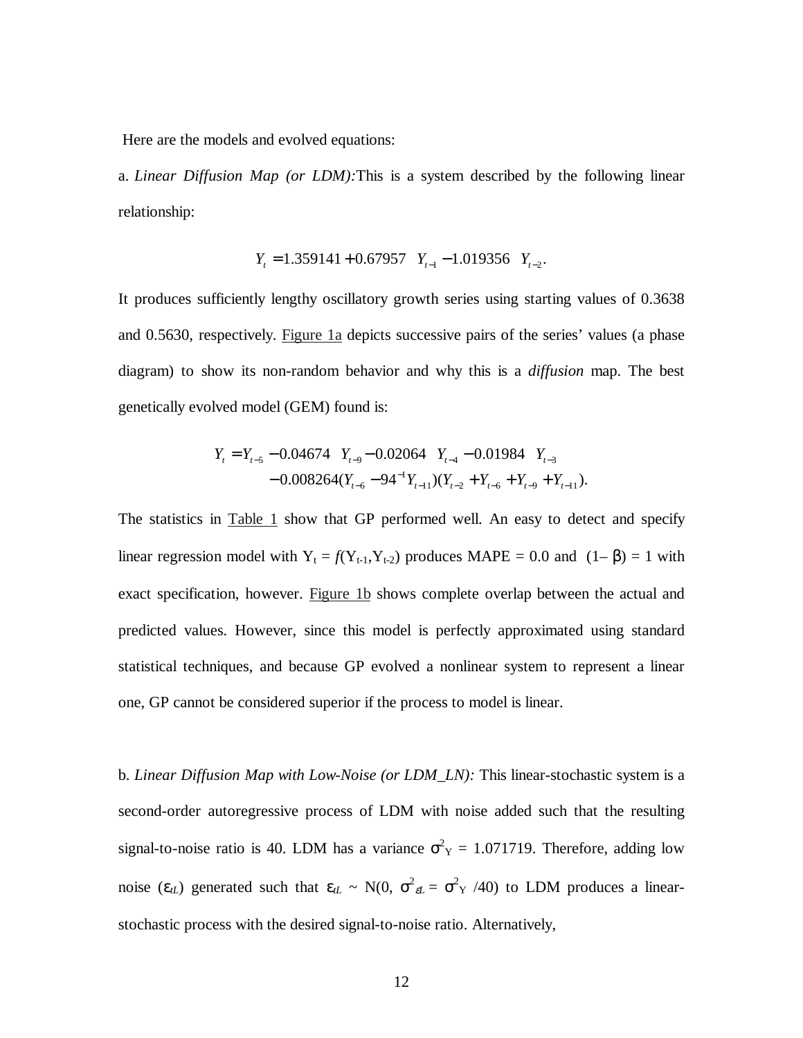Here are the models and evolved equations:

a. *Linear Diffusion Map (or LDM):* This is a system described by the following linear relationship:

$$Y_t = 1.359141 + 0.67957 \quad Y_{t-1} - 1.019356 \quad Y_{t-2}.$$

It produces sufficiently lengthy oscillatory growth series using starting values of 0.3638 and 0.5630, respectively. Figure 1a depicts successive pairs of the series' values (a phase diagram) to show its non-random behavior and why this is a *diffusion* map. The best genetically evolved model (GEM) found is:

$$\begin{aligned} Y_t = Y_{t-5} &- 0.04674 \quad Y_{t-9} - 0.02064 \quad Y_{t-4} - 0.01984 \quad Y_{t-3} \\ &- 0.008264(Y_{t-6} - 94^{-1}Y_{t-11})(Y_{t-2} + Y_{t-6} + Y_{t-9} + Y_{t-11}). \end{aligned}$$

The statistics in Table 1 show that GP performed well. An easy to detect and specify linear regression model with $Y_t = f(Y_{t-1}, Y_{t-2})$ produces MAPE = 0.0 and $(1-\beta) = 1$ with exact specification, however. Figure 1b shows complete overlap between the actual and predicted values. However, since this model is perfectly approximated using standard statistical techniques, and because GP evolved a nonlinear system to represent a linear one, GP cannot be considered superior if the process to model is linear.

b. *Linear Diffusion Map with Low-Noise (or LDM_LN):* This linear-stochastic system is a second-order autoregressive process of LDM with noise added such that the resulting signal-to-noise ratio is 40. LDM has a variance $\sigma^2_Y = 1.071719$. Therefore, adding low noise ($\varepsilon_{tL}$) generated such that $\varepsilon_{tL} \sim N(0, \sigma^2_{\varepsilon L} = \sigma^2_Y /40)$ to LDM produces a linear-stochastic process with the desired signal-to-noise ratio. Alternatively,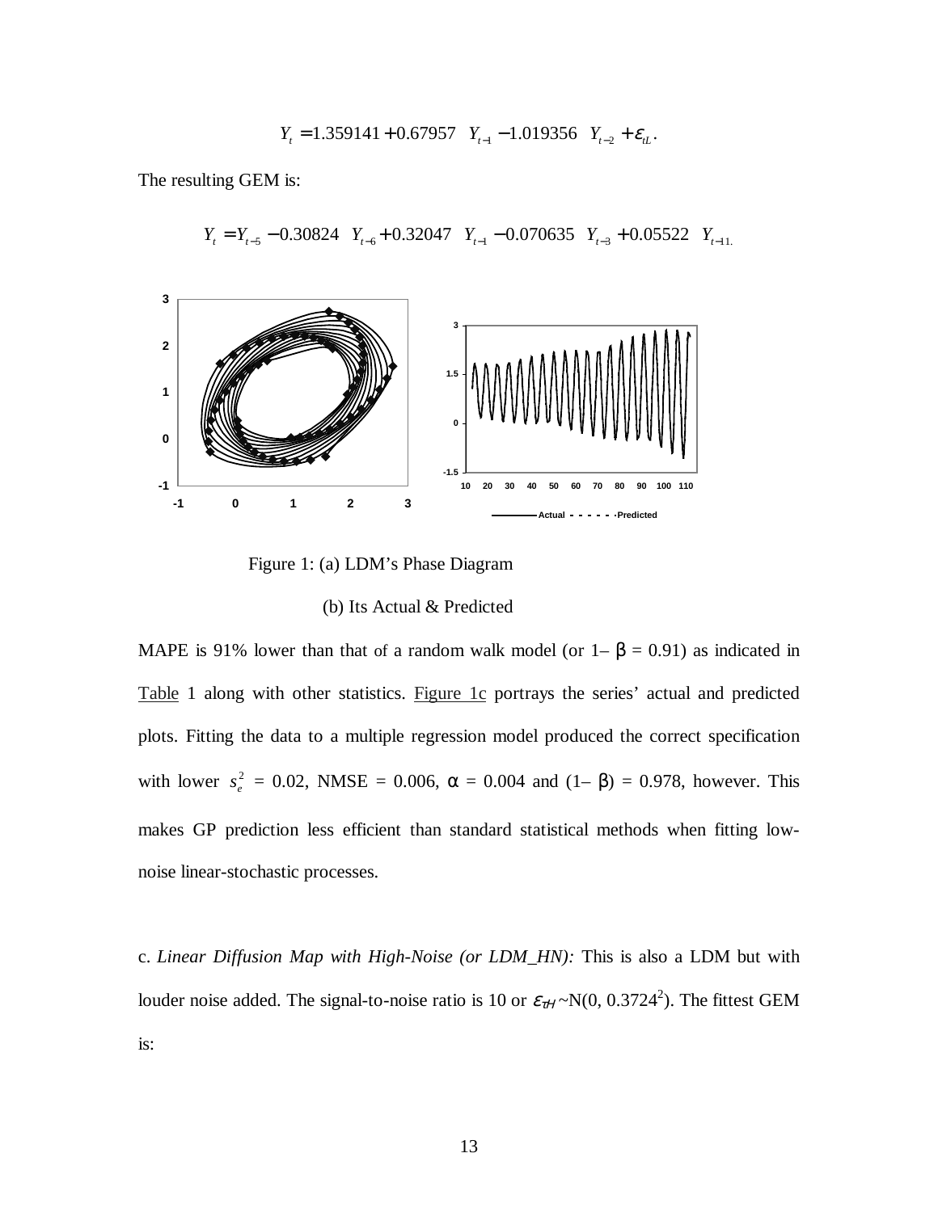$$Y_t = 1.359141 + 0.67957 \quad Y_{t-1} - 1.019356 \quad Y_{t-2} + \varepsilon_{tL}.$$

The resulting GEM is:

$$Y_t = Y_{t-5} - 0.30824 \quad Y_{t-6} + 0.32047 \quad Y_{t-1} - 0.070635 \quad Y_{t-3} + 0.05522 \quad Y_{t-11.}$$

Figure 1: (a) LDM's Phase Diagram

(b) Its Actual & Predicted

MAPE is 91% lower than that of a random walk model (or 1– β = 0.91) as indicated in Table 1 along with other statistics. Figure 1c portrays the series' actual and predicted plots. Fitting the data to a multiple regression model produced the correct specification with lower $s_e^2$ = 0.02, NMSE = 0.006, α = 0.004 and (1– β) = 0.978, however. This makes GP prediction less efficient than standard statistical methods when fitting low-noise linear-stochastic processes.

c. *Linear Diffusion Map with High-Noise (or LDM_HN):* This is also a LDM but with louder noise added. The signal-to-noise ratio is 10 or $\varepsilon_{tH} \sim N(0, 0.3724^2)$. The fittest GEM is: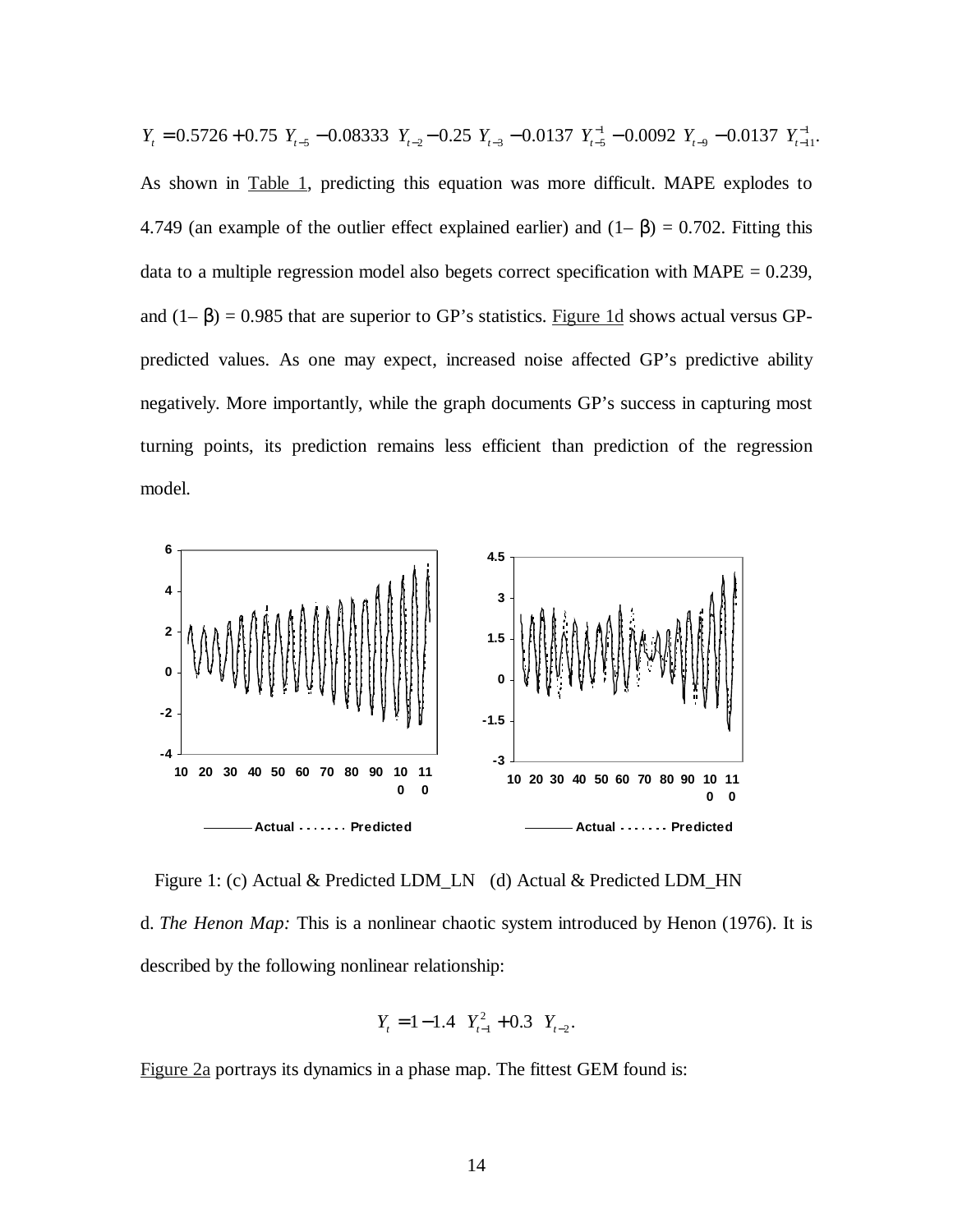$$Y_t = 0.5726 + 0.75\ Y_{t-5} - 0.08333\ Y_{t-2} - 0.25\ Y_{t-3} - 0.0137\ Y_{t-5}^{-1} - 0.0092\ Y_{t-9} - 0.0137\ Y_{t-11}^{-1}.$$

As shown in Table 1, predicting this equation was more difficult. MAPE explodes to 4.749 (an example of the outlier effect explained earlier) and $(1-\beta) = 0.702$. Fitting this data to a multiple regression model also begets correct specification with MAPE = 0.239, and $(1-\beta) = 0.985$ that are superior to GP's statistics. Figure 1d shows actual versus GP-predicted values. As one may expect, increased noise affected GP's predictive ability negatively. More importantly, while the graph documents GP's success in capturing most turning points, its prediction remains less efficient than prediction of the regression model.

Figure 1: (c) Actual & Predicted LDM_LN (d) Actual & Predicted LDM_HN

d. *The Henon Map:* This is a nonlinear chaotic system introduced by Henon (1976). It is described by the following nonlinear relationship:

$$Y_t = 1 - 1.4\ Y_{t-1}^2 + 0.3\ Y_{t-2}.$$

Figure 2a portrays its dynamics in a phase map. The fittest GEM found is: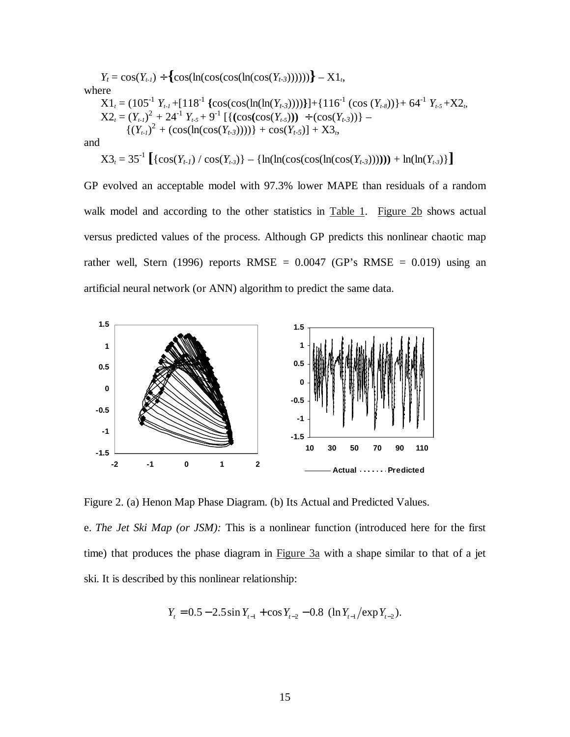$$Y_t = \cos(Y_{t-1}) \div \{\cos(\ln(\cos(\cos(\ln(\cos(Y_{t-3}))))))\} - X1_t,$$

where

$$X1_t = (105^{-1}\, Y_{t-1} + [118^{-1}\, \{\cos(\cos(\ln(\ln(Y_{t-3}))))\}] + \{116^{-1}\, (\cos(Y_{t-8}))\} + 64^{-1}\, Y_{t-5} + X2_t,$$

$$X2_t = (Y_{t-1})^2 + 24^{-1}\, Y_{t-5} + 9^{-1}\, [\{(\cos(\cos(Y_{t-5}))) \div (\cos(Y_{t-3}))\} - \{(Y_{t-1})^2 + (\cos(\ln(\cos(Y_{t-3}))))\} + \cos(Y_{t-5})] + X3_t,$$

and

$$X3_t = 35^{-1}\, [\{\cos(Y_{t-1}) / \cos(Y_{t-3})\} - \{\ln(\ln(\cos(\cos(\ln(\cos(Y_{t-3})))))) + \ln(\ln(Y_{t-3})\}]$$

GP evolved an acceptable model with 97.3% lower MAPE than residuals of a random walk model and according to the other statistics in Table 1. Figure 2b shows actual versus predicted values of the process. Although GP predicts this nonlinear chaotic map rather well, Stern (1996) reports RMSE = 0.0047 (GP's RMSE = 0.019) using an artificial neural network (or ANN) algorithm to predict the same data.

Figure 2. (a) Henon Map Phase Diagram. (b) Its Actual and Predicted Values.

e. *The Jet Ski Map (or JSM):* This is a nonlinear function (introduced here for the first time) that produces the phase diagram in Figure 3a with a shape similar to that of a jet ski. It is described by this nonlinear relationship:

$$Y_t = 0.5 - 2.5\sin Y_{t-1} + \cos Y_{t-2} - 0.8\;(\ln Y_{t-1} / \exp Y_{t-2}).$$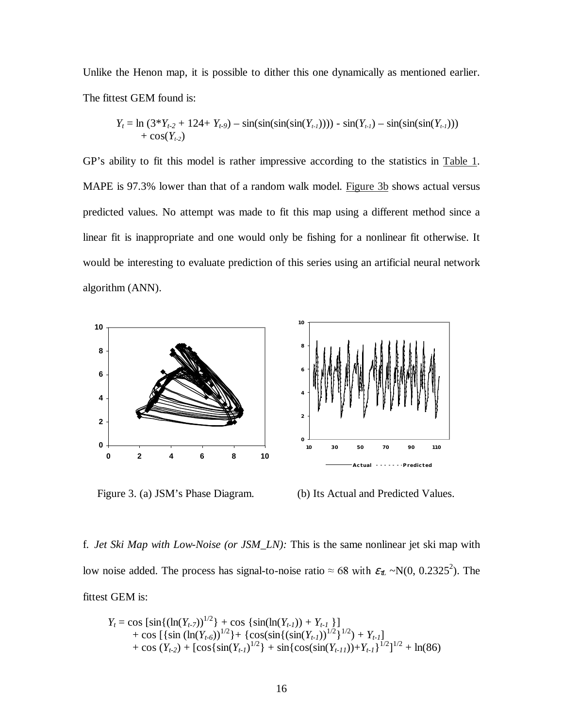Unlike the Henon map, it is possible to dither this one dynamically as mentioned earlier. The fittest GEM found is:

$$Y_t = \ln(3*Y_{t-2} + 124 + Y_{t-9}) - \sin(\sin(\sin(\sin(Y_{t-1})))) - \sin(Y_{t-1}) - \sin(\sin(\sin(Y_{t-1}))) + \cos(Y_{t-2})$$

GP's ability to fit this model is rather impressive according to the statistics in Table 1. MAPE is 97.3% lower than that of a random walk model. Figure 3b shows actual versus predicted values. No attempt was made to fit this map using a different method since a linear fit is inappropriate and one would only be fishing for a nonlinear fit otherwise. It would be interesting to evaluate prediction of this series using an artificial neural network algorithm (ANN).

Figure 3. (a) JSM's Phase Diagram. (b) Its Actual and Predicted Values.

f. *Jet Ski Map with Low-Noise (or JSM_LN):* This is the same nonlinear jet ski map with low noise added. The process has signal-to-noise ratio ≈ 68 with $\varepsilon_{tL} \sim N(0, 0.2325^2)$. The fittest GEM is:

$$Y_t = \cos[\sin\{(\ln(Y_{t-7}))^{1/2}\} + \cos\{\sin(\ln(Y_{t-1})) + Y_{t-1}\}] + \cos[\{\sin(\ln(Y_{t-6}))^{1/2}\} + \{\cos(\sin\{(\sin(Y_{t-1}))^{1/2}\}^{1/2}) + Y_{t-1}] + \cos(Y_{t-2}) + [\cos\{\sin(Y_{t-1})^{1/2}\} + \sin\{\cos(\sin(Y_{t-11})) + Y_{t-1}\}^{1/2}]^{1/2} + \ln(86)$$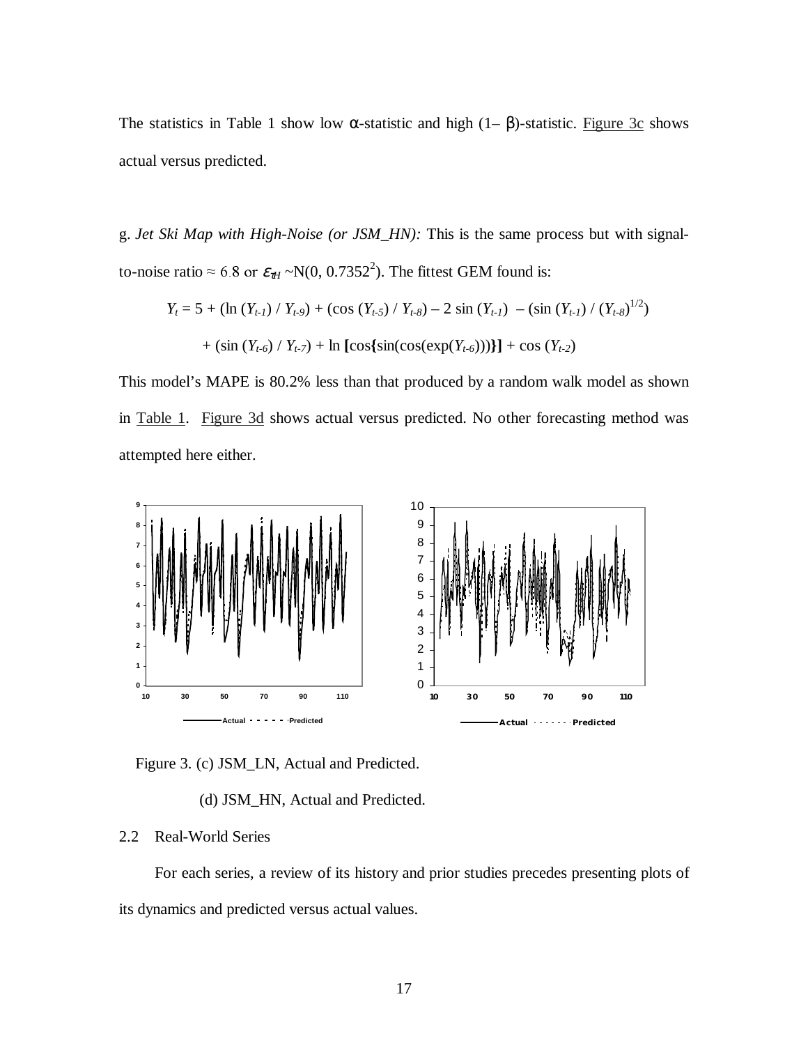The statistics in Table 1 show low α-statistic and high (1– β)-statistic. Figure 3c shows actual versus predicted.

g. *Jet Ski Map with High-Noise (or JSM_HN):* This is the same process but with signal-to-noise ratio ≈ 6.8 or $\varepsilon_{tH}$ ~N(0, 0.7352$^2$). The fittest GEM found is:

$$Y_t = 5 + (\ln (Y_{t-1}) / Y_{t-9}) + (\cos (Y_{t-5}) / Y_{t-8}) - 2 \sin (Y_{t-1}) - (\sin (Y_{t-1}) / (Y_{t-8})^{1/2})$$

$$+ (\sin (Y_{t-6}) / Y_{t-7}) + \ln [\cos\{\sin(\cos(\exp(Y_{t-6})))\}] + \cos (Y_{t-2})$$

This model's MAPE is 80.2% less than that produced by a random walk model as shown in Table 1. Figure 3d shows actual versus predicted. No other forecasting method was attempted here either.

Figure 3. (c) JSM_LN, Actual and Predicted.

(d) JSM_HN, Actual and Predicted.

## 2.2 Real-World Series

For each series, a review of its history and prior studies precedes presenting plots of its dynamics and predicted versus actual values.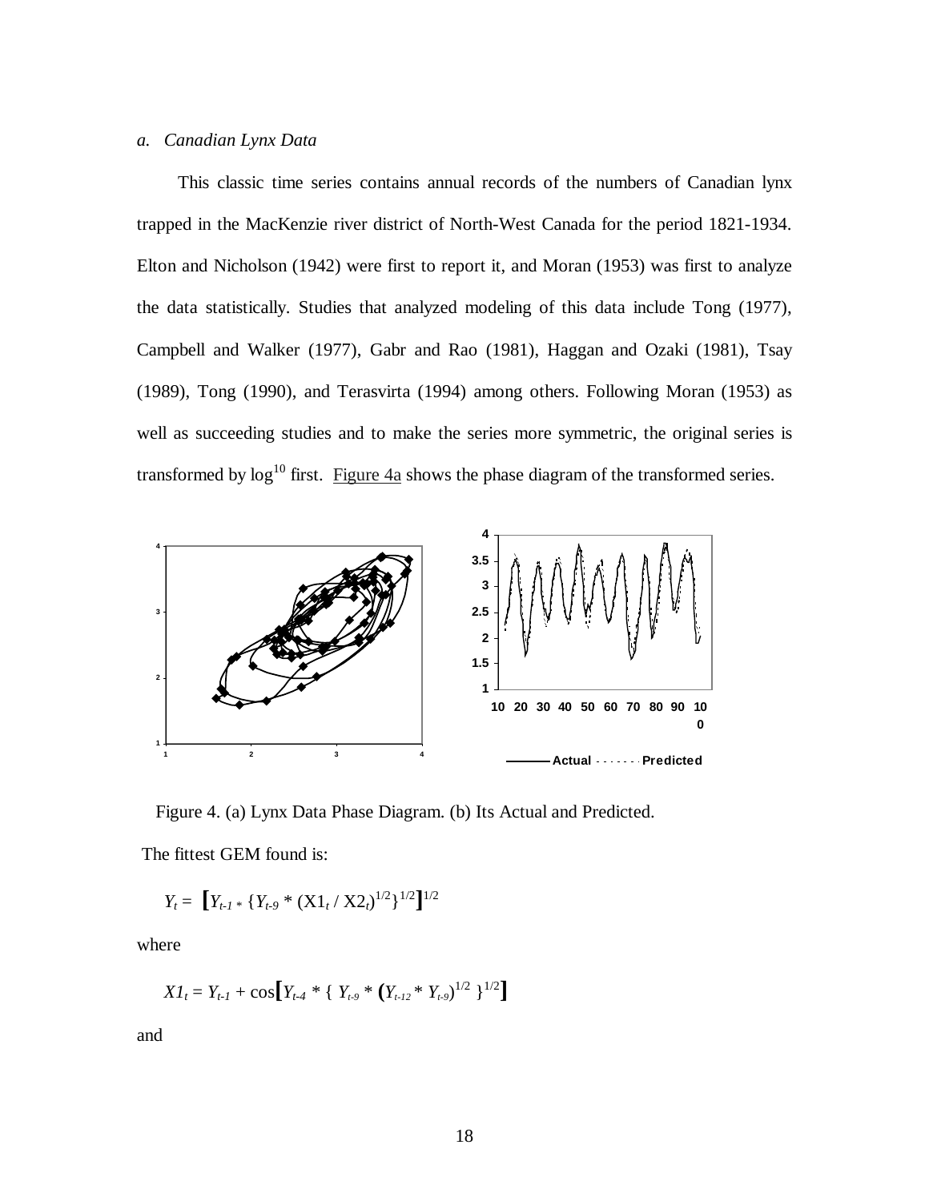*a. Canadian Lynx Data*

This classic time series contains annual records of the numbers of Canadian lynx trapped in the MacKenzie river district of North-West Canada for the period 1821-1934. Elton and Nicholson (1942) were first to report it, and Moran (1953) was first to analyze the data statistically. Studies that analyzed modeling of this data include Tong (1977), Campbell and Walker (1977), Gabr and Rao (1981), Haggan and Ozaki (1981), Tsay (1989), Tong (1990), and Terasvirta (1994) among others. Following Moran (1953) as well as succeeding studies and to make the series more symmetric, the original series is transformed by $\log^{10}$ first. Figure 4a shows the phase diagram of the transformed series.

Figure 4. (a) Lynx Data Phase Diagram. (b) Its Actual and Predicted.

The fittest GEM found is:

$$Y_t = \left[ Y_{t-1} * \{ Y_{t-9} * (X1_t / X2_t)^{1/2} \}^{1/2} \right]^{1/2}$$

where

$$X1_t = Y_{t-1} + \cos\left[ Y_{t-4} * \{ Y_{t-9} * \left( Y_{t-12} * Y_{t-9} \right)^{1/2} \}^{1/2} \right]$$

and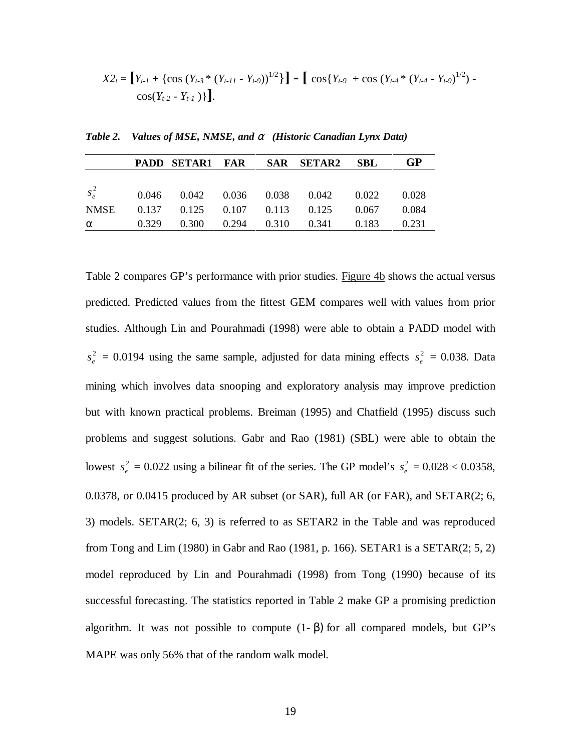$$X2_t = \big[Y_{t-1} + \{\cos(Y_{t-3} * (Y_{t-11} - Y_{t-9}))^{1/2}\}\big] - \big[\cos\{Y_{t-9} + \cos(Y_{t-4} * (Y_{t-4} - Y_{t-9})^{1/2}) - \cos(Y_{t-2} - Y_{t-1})\}\big].$$

***Table 2. Values of MSE, NMSE, and $\alpha$ (Historic Canadian Lynx Data)***

| | **PADD** | **SETAR1** | **FAR** | **SAR** | **SETAR2** | **SBL** | **GP** |
|---|---|---|---|---|---|---|---|
| $s_e^2$ | 0.046 | 0.042 | 0.036 | 0.038 | 0.042 | 0.022 | 0.028 |
| NMSE | 0.137 | 0.125 | 0.107 | 0.113 | 0.125 | 0.067 | 0.084 |
| $\alpha$ | 0.329 | 0.300 | 0.294 | 0.310 | 0.341 | 0.183 | 0.231 |

Table 2 compares GP's performance with prior studies. Figure 4b shows the actual versus predicted. Predicted values from the fittest GEM compares well with values from prior studies. Although Lin and Pourahmadi (1998) were able to obtain a PADD model with $s_e^2$ = 0.0194 using the same sample, adjusted for data mining effects $s_e^2$ = 0.038. Data mining which involves data snooping and exploratory analysis may improve prediction but with known practical problems. Breiman (1995) and Chatfield (1995) discuss such problems and suggest solutions. Gabr and Rao (1981) (SBL) were able to obtain the lowest $s_e^2$ = 0.022 using a bilinear fit of the series. The GP model's $s_e^2$ = 0.028 < 0.0358, 0.0378, or 0.0415 produced by AR subset (or SAR), full AR (or FAR), and SETAR(2; 6, 3) models. SETAR(2; 6, 3) is referred to as SETAR2 in the Table and was reproduced from Tong and Lim (1980) in Gabr and Rao (1981, p. 166). SETAR1 is a SETAR(2; 5, 2) model reproduced by Lin and Pourahmadi (1998) from Tong (1990) because of its successful forecasting. The statistics reported in Table 2 make GP a promising prediction algorithm. It was not possible to compute (1- $\beta$) for all compared models, but GP's MAPE was only 56% that of the random walk model.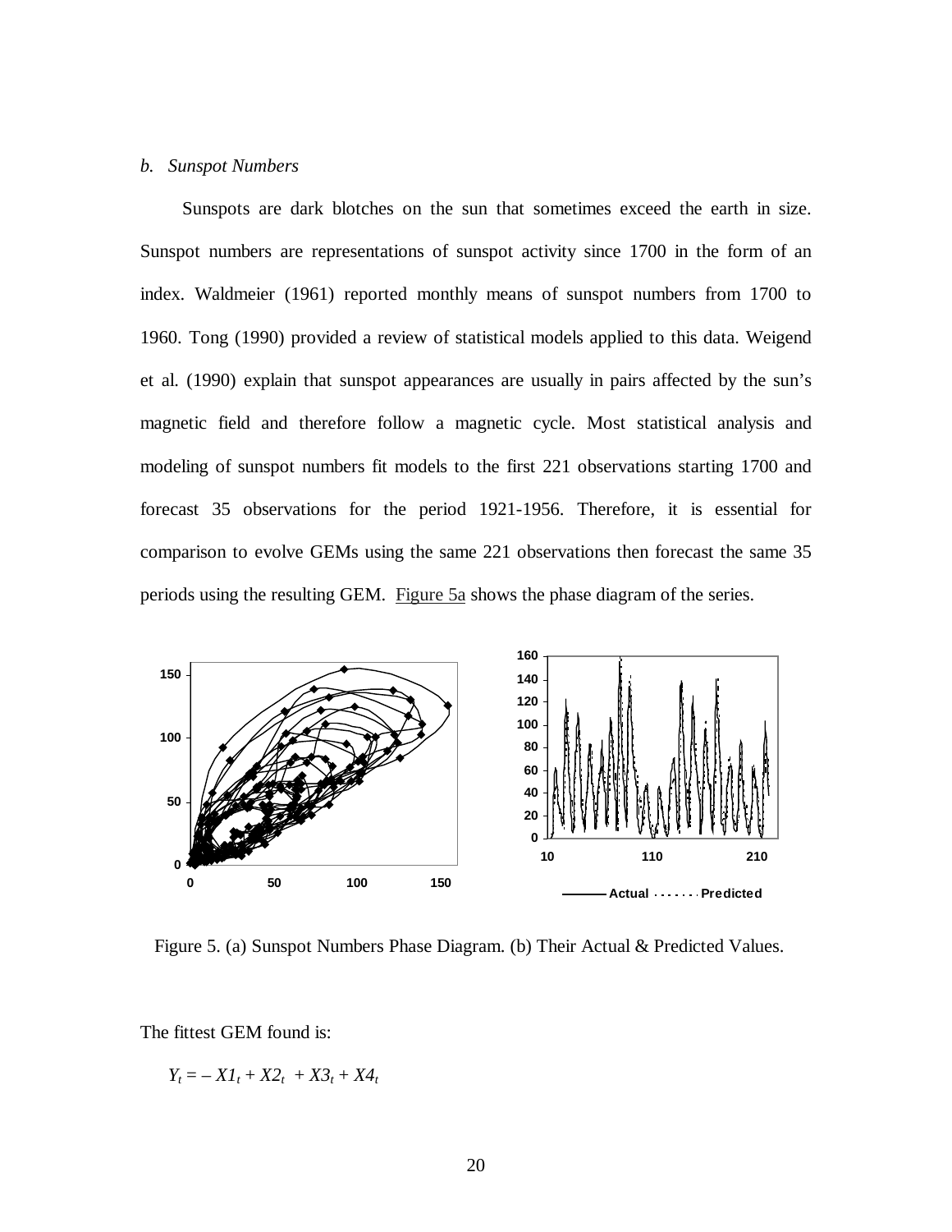*b. Sunspot Numbers*

Sunspots are dark blotches on the sun that sometimes exceed the earth in size. Sunspot numbers are representations of sunspot activity since 1700 in the form of an index. Waldmeier (1961) reported monthly means of sunspot numbers from 1700 to 1960. Tong (1990) provided a review of statistical models applied to this data. Weigend et al. (1990) explain that sunspot appearances are usually in pairs affected by the sun's magnetic field and therefore follow a magnetic cycle. Most statistical analysis and modeling of sunspot numbers fit models to the first 221 observations starting 1700 and forecast 35 observations for the period 1921-1956. Therefore, it is essential for comparison to evolve GEMs using the same 221 observations then forecast the same 35 periods using the resulting GEM. Figure 5a shows the phase diagram of the series.

Figure 5. (a) Sunspot Numbers Phase Diagram. (b) Their Actual & Predicted Values.

The fittest GEM found is:

$$Y_t = -X1_t + X2_t + X3_t + X4_t$$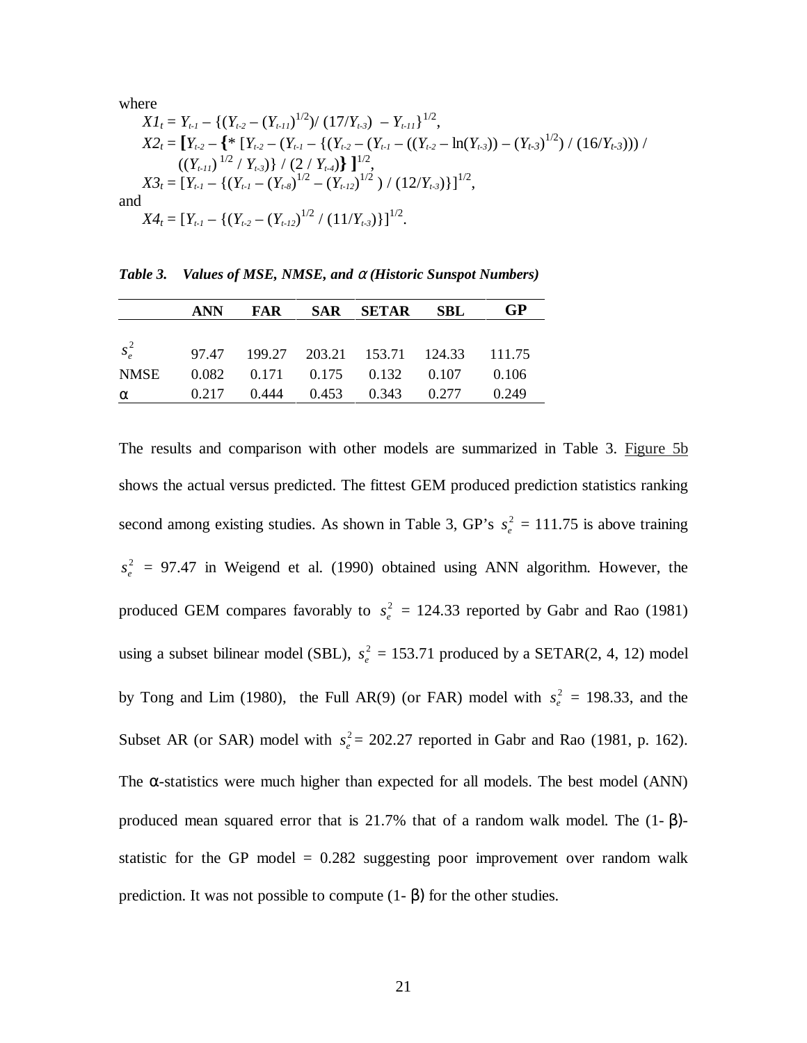where

$$X1_t = Y_{t-1} - \{(Y_{t-2} - (Y_{t-11})^{1/2}) / (17/Y_{t-3}) - Y_{t-11}\}^{1/2},$$

$$X2_t = \left[Y_{t-2} - \left\{* \left[Y_{t-2} - (Y_{t-1} - \{(Y_{t-2} - (Y_{t-1} - ((Y_{t-2} - \ln(Y_{t-3})) - (Y_{t-3})^{1/2}) / (16/Y_{t-3}))) / ((Y_{t-11})^{1/2} / Y_{t-3})\} / (2 / Y_{t-4})\right\}\right]^{1/2},$$

$$X3_t = [Y_{t-1} - \{(Y_{t-1} - (Y_{t-8})^{1/2} - (Y_{t-12})^{1/2}) / (12/Y_{t-3})\}]^{1/2},$$

and

$$X4_t = [Y_{t-1} - \{(Y_{t-2} - (Y_{t-12})^{1/2} / (11/Y_{t-3})\}]^{1/2}.$$

***Table 3. Values of MSE, NMSE, and $\alpha$ (Historic Sunspot Numbers)***

| | **ANN** | **FAR** | **SAR** | **SETAR** | **SBL** | **GP** |
|---|---|---|---|---|---|---|
| $s_e^2$ | 97.47 | 199.27 | 203.21 | 153.71 | 124.33 | 111.75 |
| NMSE | 0.082 | 0.171 | 0.175 | 0.132 | 0.107 | 0.106 |
| $\alpha$ | 0.217 | 0.444 | 0.453 | 0.343 | 0.277 | 0.249 |

The results and comparison with other models are summarized in Table 3. Figure 5b shows the actual versus predicted. The fittest GEM produced prediction statistics ranking second among existing studies. As shown in Table 3, GP's $s_e^2$ = 111.75 is above training $s_e^2$ = 97.47 in Weigend et al. (1990) obtained using ANN algorithm. However, the produced GEM compares favorably to $s_e^2$ = 124.33 reported by Gabr and Rao (1981) using a subset bilinear model (SBL), $s_e^2$ = 153.71 produced by a SETAR(2, 4, 12) model by Tong and Lim (1980), the Full AR(9) (or FAR) model with $s_e^2$ = 198.33, and the Subset AR (or SAR) model with $s_e^2$ = 202.27 reported in Gabr and Rao (1981, p. 162). The $\alpha$-statistics were much higher than expected for all models. The best model (ANN) produced mean squared error that is 21.7% that of a random walk model. The (1- $\beta$)-statistic for the GP model = 0.282 suggesting poor improvement over random walk prediction. It was not possible to compute (1- $\beta$) for the other studies.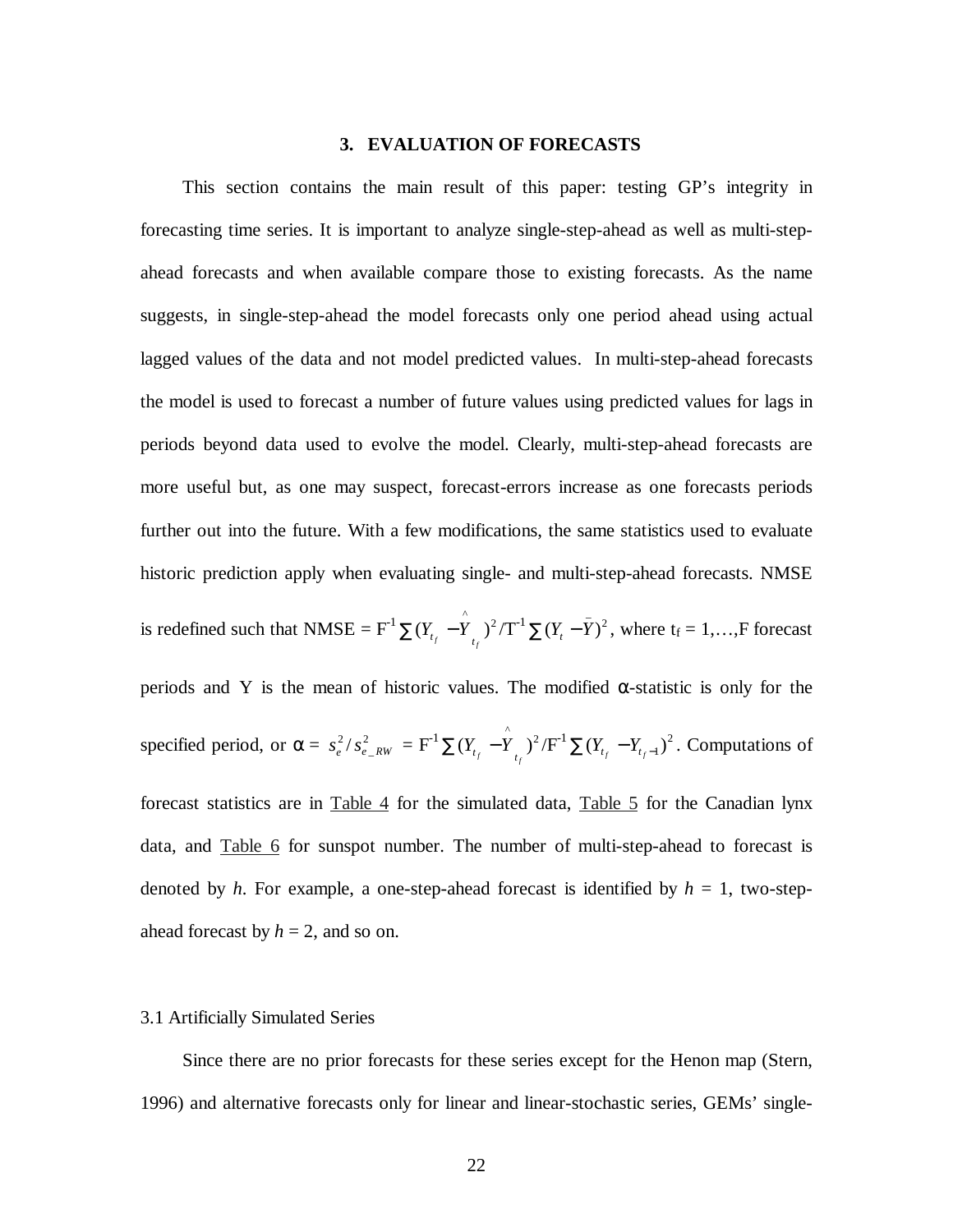## 3. EVALUATION OF FORECASTS

This section contains the main result of this paper: testing GP's integrity in forecasting time series. It is important to analyze single-step-ahead as well as multi-step-ahead forecasts and when available compare those to existing forecasts. As the name suggests, in single-step-ahead the model forecasts only one period ahead using actual lagged values of the data and not model predicted values. In multi-step-ahead forecasts the model is used to forecast a number of future values using predicted values for lags in periods beyond data used to evolve the model. Clearly, multi-step-ahead forecasts are more useful but, as one may suspect, forecast-errors increase as one forecasts periods further out into the future. With a few modifications, the same statistics used to evaluate historic prediction apply when evaluating single- and multi-step-ahead forecasts. NMSE is redefined such that NMSE = $F^{-1}\sum(Y_{t_f} - \hat{Y}_{t_f})^2 / T^{-1}\sum(Y_t - \bar{Y})^2$, where $t_f = 1,\ldots,F$ forecast periods and Y is the mean of historic values. The modified α-statistic is only for the specified period, or $\alpha = s_e^2 / s_{e\_RW}^2 = F^{-1}\sum(Y_{t_f} - \hat{Y}_{t_f})^2 / F^{-1}\sum(Y_{t_f} - Y_{t_f-1})^2$. Computations of forecast statistics are in Table 4 for the simulated data, Table 5 for the Canadian lynx data, and Table 6 for sunspot number. The number of multi-step-ahead to forecast is denoted by *h*. For example, a one-step-ahead forecast is identified by *h* = 1, two-step-ahead forecast by *h* = 2, and so on.

### 3.1 Artificially Simulated Series

Since there are no prior forecasts for these series except for the Henon map (Stern, 1996) and alternative forecasts only for linear and linear-stochastic series, GEMs' single-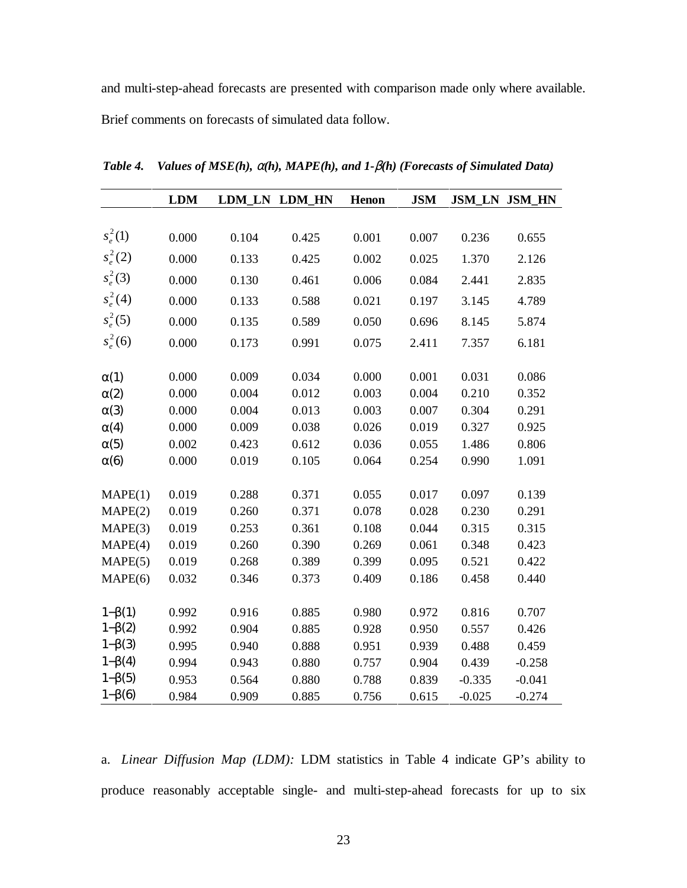and multi-step-ahead forecasts are presented with comparison made only where available. Brief comments on forecasts of simulated data follow.

***Table 4. Values of MSE(h), $\alpha$(h), MAPE(h), and 1-$\beta$(h) (Forecasts of Simulated Data)***

| | **LDM** | **LDM_LN** | **LDM_HN** | **Henon** | **JSM** | **JSM_LN** | **JSM_HN** |
|---|---|---|---|---|---|---|---|
| $s_e^2(1)$ | 0.000 | 0.104 | 0.425 | 0.001 | 0.007 | 0.236 | 0.655 |
| $s_e^2(2)$ | 0.000 | 0.133 | 0.425 | 0.002 | 0.025 | 1.370 | 2.126 |
| $s_e^2(3)$ | 0.000 | 0.130 | 0.461 | 0.006 | 0.084 | 2.441 | 2.835 |
| $s_e^2(4)$ | 0.000 | 0.133 | 0.588 | 0.021 | 0.197 | 3.145 | 4.789 |
| $s_e^2(5)$ | 0.000 | 0.135 | 0.589 | 0.050 | 0.696 | 8.145 | 5.874 |
| $s_e^2(6)$ | 0.000 | 0.173 | 0.991 | 0.075 | 2.411 | 7.357 | 6.181 |
| $\alpha(1)$ | 0.000 | 0.009 | 0.034 | 0.000 | 0.001 | 0.031 | 0.086 |
| $\alpha(2)$ | 0.000 | 0.004 | 0.012 | 0.003 | 0.004 | 0.210 | 0.352 |
| $\alpha(3)$ | 0.000 | 0.004 | 0.013 | 0.003 | 0.007 | 0.304 | 0.291 |
| $\alpha(4)$ | 0.000 | 0.009 | 0.038 | 0.026 | 0.019 | 0.327 | 0.925 |
| $\alpha(5)$ | 0.002 | 0.423 | 0.612 | 0.036 | 0.055 | 1.486 | 0.806 |
| $\alpha(6)$ | 0.000 | 0.019 | 0.105 | 0.064 | 0.254 | 0.990 | 1.091 |
| MAPE(1) | 0.019 | 0.288 | 0.371 | 0.055 | 0.017 | 0.097 | 0.139 |
| MAPE(2) | 0.019 | 0.260 | 0.371 | 0.078 | 0.028 | 0.230 | 0.291 |
| MAPE(3) | 0.019 | 0.253 | 0.361 | 0.108 | 0.044 | 0.315 | 0.315 |
| MAPE(4) | 0.019 | 0.260 | 0.390 | 0.269 | 0.061 | 0.348 | 0.423 |
| MAPE(5) | 0.019 | 0.268 | 0.389 | 0.399 | 0.095 | 0.521 | 0.422 |
| MAPE(6) | 0.032 | 0.346 | 0.373 | 0.409 | 0.186 | 0.458 | 0.440 |
| $1-\beta(1)$ | 0.992 | 0.916 | 0.885 | 0.980 | 0.972 | 0.816 | 0.707 |
| $1-\beta(2)$ | 0.992 | 0.904 | 0.885 | 0.928 | 0.950 | 0.557 | 0.426 |
| $1-\beta(3)$ | 0.995 | 0.940 | 0.888 | 0.951 | 0.939 | 0.488 | 0.459 |
| $1-\beta(4)$ | 0.994 | 0.943 | 0.880 | 0.757 | 0.904 | 0.439 | -0.258 |
| $1-\beta(5)$ | 0.953 | 0.564 | 0.880 | 0.788 | 0.839 | -0.335 | -0.041 |
| $1-\beta(6)$ | 0.984 | 0.909 | 0.885 | 0.756 | 0.615 | -0.025 | -0.274 |

a. *Linear Diffusion Map (LDM):* LDM statistics in Table 4 indicate GP's ability to produce reasonably acceptable single- and multi-step-ahead forecasts for up to six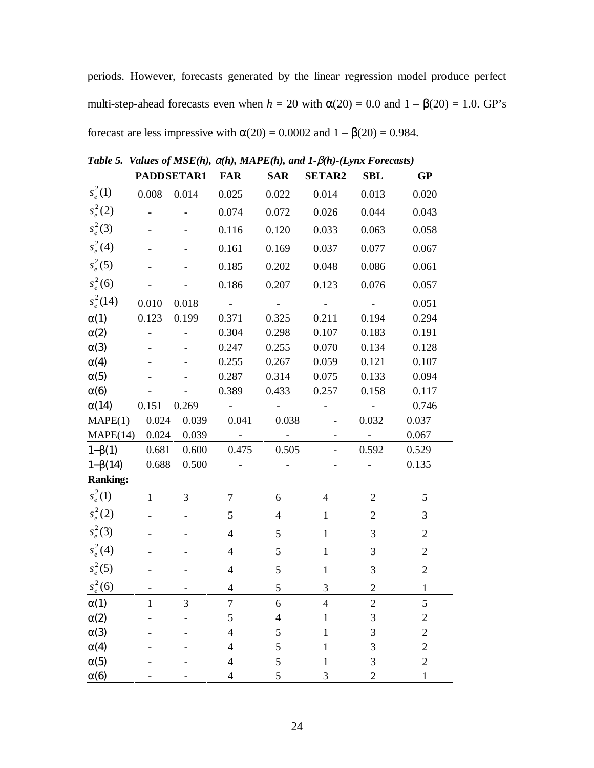periods. However, forecasts generated by the linear regression model produce perfect multi-step-ahead forecasts even when $h = 20$ with $\alpha(20) = 0.0$ and $1 - \beta(20) = 1.0$. GP's forecast are less impressive with $\alpha(20) = 0.0002$ and $1 - \beta(20) = 0.984$.

***Table 5. Values of MSE(h), $\alpha(h)$, MAPE(h), and 1-$\beta(h)$-(Lynx Forecasts)***

| | **PADD** | **SETAR1** | **FAR** | **SAR** | **SETAR2** | **SBL** | **GP** |
|---|---|---|---|---|---|---|---|
| $s_e^2(1)$ | 0.008 | 0.014 | 0.025 | 0.022 | 0.014 | 0.013 | 0.020 |
| $s_e^2(2)$ | - | - | 0.074 | 0.072 | 0.026 | 0.044 | 0.043 |
| $s_e^2(3)$ | - | - | 0.116 | 0.120 | 0.033 | 0.063 | 0.058 |
| $s_e^2(4)$ | - | - | 0.161 | 0.169 | 0.037 | 0.077 | 0.067 |
| $s_e^2(5)$ | - | - | 0.185 | 0.202 | 0.048 | 0.086 | 0.061 |
| $s_e^2(6)$ | - | - | 0.186 | 0.207 | 0.123 | 0.076 | 0.057 |
| $s_e^2(14)$ | 0.010 | 0.018 | - | - | - | - | 0.051 |
| $\alpha(1)$ | 0.123 | 0.199 | 0.371 | 0.325 | 0.211 | 0.194 | 0.294 |
| $\alpha(2)$ | - | - | 0.304 | 0.298 | 0.107 | 0.183 | 0.191 |
| $\alpha(3)$ | - | - | 0.247 | 0.255 | 0.070 | 0.134 | 0.128 |
| $\alpha(4)$ | - | - | 0.255 | 0.267 | 0.059 | 0.121 | 0.107 |
| $\alpha(5)$ | - | - | 0.287 | 0.314 | 0.075 | 0.133 | 0.094 |
| $\alpha(6)$ | - | - | 0.389 | 0.433 | 0.257 | 0.158 | 0.117 |
| $\alpha(14)$ | 0.151 | 0.269 | - | - | - | - | 0.746 |
| MAPE(1) | 0.024 | 0.039 | 0.041 | 0.038 | - | 0.032 | 0.037 |
| MAPE(14) | 0.024 | 0.039 | - | - | - | - | 0.067 |
| $1-\beta(1)$ | 0.681 | 0.600 | 0.475 | 0.505 | - | 0.592 | 0.529 |
| $1-\beta(14)$ | 0.688 | 0.500 | - | - | - | - | 0.135 |
| **Ranking:** | | | | | | | |
| $s_e^2(1)$ | 1 | 3 | 7 | 6 | 4 | 2 | 5 |
| $s_e^2(2)$ | - | - | 5 | 4 | 1 | 2 | 3 |
| $s_e^2(3)$ | - | - | 4 | 5 | 1 | 3 | 2 |
| $s_e^2(4)$ | - | - | 4 | 5 | 1 | 3 | 2 |
| $s_e^2(5)$ | - | - | 4 | 5 | 1 | 3 | 2 |
| $s_e^2(6)$ | - | - | 4 | 5 | 3 | 2 | 1 |
| $\alpha(1)$ | 1 | 3 | 7 | 6 | 4 | 2 | 5 |
| $\alpha(2)$ | - | - | 5 | 4 | 1 | 3 | 2 |
| $\alpha(3)$ | - | - | 4 | 5 | 1 | 3 | 2 |
| $\alpha(4)$ | - | - | 4 | 5 | 1 | 3 | 2 |
| $\alpha(5)$ | - | - | 4 | 5 | 1 | 3 | 2 |
| $\alpha(6)$ | - | - | 4 | 5 | 3 | 2 | 1 |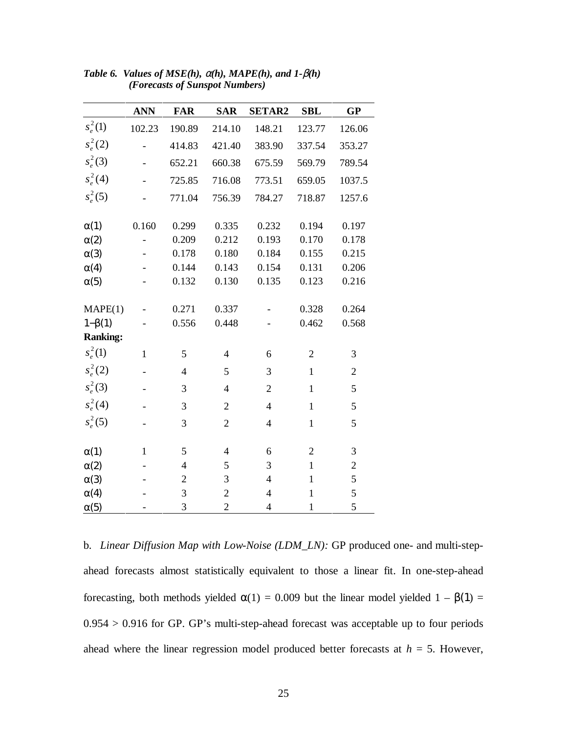***Table 6. Values of MSE(h), α(h), MAPE(h), and 1-β(h) (Forecasts of Sunspot Numbers)***

| | **ANN** | **FAR** | **SAR** | **SETAR2** | **SBL** | **GP** |
|---|---|---|---|---|---|---|
| $s_e^2(1)$ | 102.23 | 190.89 | 214.10 | 148.21 | 123.77 | 126.06 |
| $s_e^2(2)$ | - | 414.83 | 421.40 | 383.90 | 337.54 | 353.27 |
| $s_e^2(3)$ | - | 652.21 | 660.38 | 675.59 | 569.79 | 789.54 |
| $s_e^2(4)$ | - | 725.85 | 716.08 | 773.51 | 659.05 | 1037.5 |
| $s_e^2(5)$ | - | 771.04 | 756.39 | 784.27 | 718.87 | 1257.6 |
| $\alpha(1)$ | 0.160 | 0.299 | 0.335 | 0.232 | 0.194 | 0.197 |
| $\alpha(2)$ | - | 0.209 | 0.212 | 0.193 | 0.170 | 0.178 |
| $\alpha(3)$ | - | 0.178 | 0.180 | 0.184 | 0.155 | 0.215 |
| $\alpha(4)$ | - | 0.144 | 0.143 | 0.154 | 0.131 | 0.206 |
| $\alpha(5)$ | - | 0.132 | 0.130 | 0.135 | 0.123 | 0.216 |
| MAPE(1) | - | 0.271 | 0.337 | - | 0.328 | 0.264 |
| $1-\beta(1)$ | - | 0.556 | 0.448 | - | 0.462 | 0.568 |
| **Ranking:** | | | | | | |
| $s_e^2(1)$ | 1 | 5 | 4 | 6 | 2 | 3 |
| $s_e^2(2)$ | - | 4 | 5 | 3 | 1 | 2 |
| $s_e^2(3)$ | - | 3 | 4 | 2 | 1 | 5 |
| $s_e^2(4)$ | - | 3 | 2 | 4 | 1 | 5 |
| $s_e^2(5)$ | - | 3 | 2 | 4 | 1 | 5 |
| $\alpha(1)$ | 1 | 5 | 4 | 6 | 2 | 3 |
| $\alpha(2)$ | - | 4 | 5 | 3 | 1 | 2 |
| $\alpha(3)$ | - | 2 | 3 | 4 | 1 | 5 |
| $\alpha(4)$ | - | 3 | 2 | 4 | 1 | 5 |
| $\alpha(5)$ | - | 3 | 2 | 4 | 1 | 5 |

b. *Linear Diffusion Map with Low-Noise (LDM_LN):* GP produced one- and multi-step-ahead forecasts almost statistically equivalent to those a linear fit. In one-step-ahead forecasting, both methods yielded $\alpha(1) = 0.009$ but the linear model yielded $1 - \beta(1) = 0.954 > 0.916$ for GP. GP's multi-step-ahead forecast was acceptable up to four periods ahead where the linear regression model produced better forecasts at $h = 5$. However,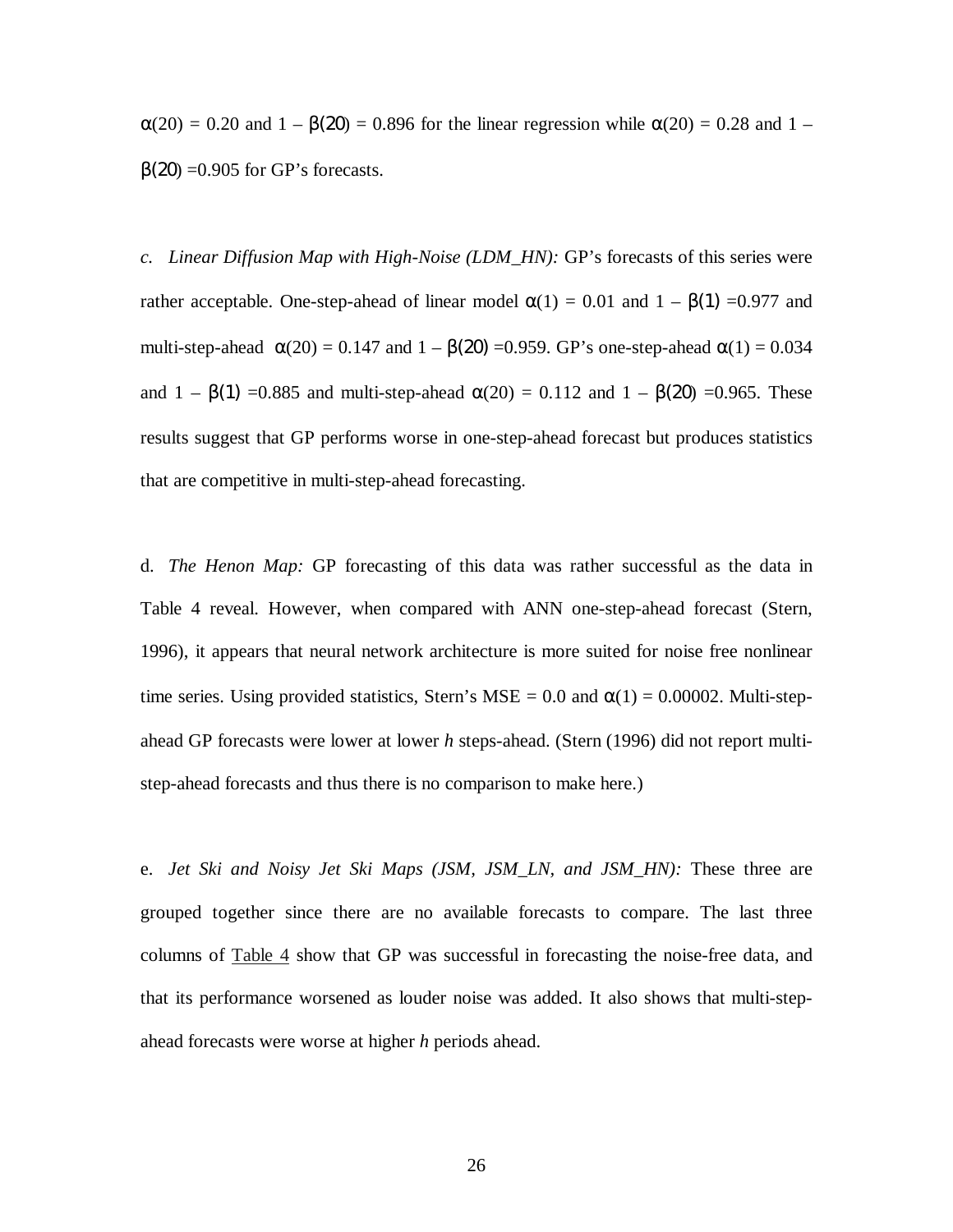$\alpha(20) = 0.20$ and $1 - \beta(20) = 0.896$ for the linear regression while $\alpha(20) = 0.28$ and $1 - \beta(20) = 0.905$ for GP's forecasts.

*c. Linear Diffusion Map with High-Noise (LDM_HN):* GP's forecasts of this series were rather acceptable. One-step-ahead of linear model $\alpha(1) = 0.01$ and $1 - \beta(1) = 0.977$ and multi-step-ahead $\alpha(20) = 0.147$ and $1 - \beta(20) = 0.959$. GP's one-step-ahead $\alpha(1) = 0.034$ and $1 - \beta(1) = 0.885$ and multi-step-ahead $\alpha(20) = 0.112$ and $1 - \beta(20) = 0.965$. These results suggest that GP performs worse in one-step-ahead forecast but produces statistics that are competitive in multi-step-ahead forecasting.

d. *The Henon Map:* GP forecasting of this data was rather successful as the data in Table 4 reveal. However, when compared with ANN one-step-ahead forecast (Stern, 1996), it appears that neural network architecture is more suited for noise free nonlinear time series. Using provided statistics, Stern's MSE = 0.0 and $\alpha(1) = 0.00002$. Multi-step-ahead GP forecasts were lower at lower *h* steps-ahead. (Stern (1996) did not report multi-step-ahead forecasts and thus there is no comparison to make here.)

e. *Jet Ski and Noisy Jet Ski Maps (JSM, JSM_LN, and JSM_HN):* These three are grouped together since there are no available forecasts to compare. The last three columns of Table 4 show that GP was successful in forecasting the noise-free data, and that its performance worsened as louder noise was added. It also shows that multi-step-ahead forecasts were worse at higher *h* periods ahead.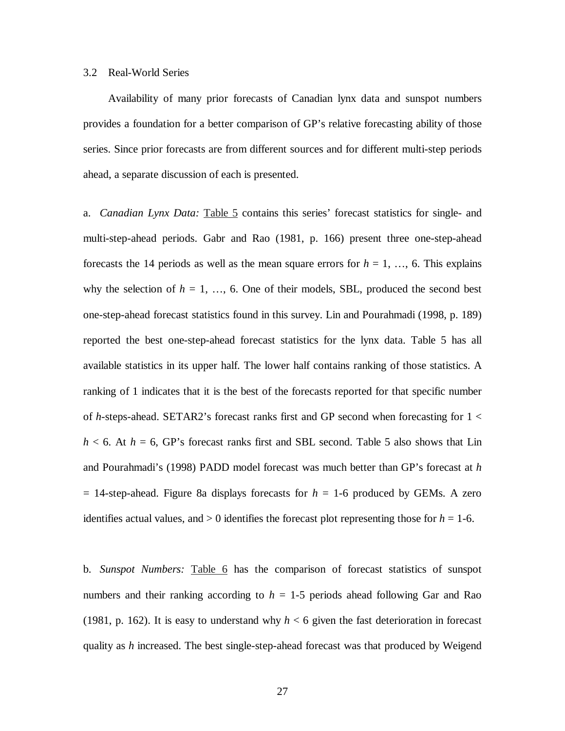### 3.2 Real-World Series

Availability of many prior forecasts of Canadian lynx data and sunspot numbers provides a foundation for a better comparison of GP's relative forecasting ability of those series. Since prior forecasts are from different sources and for different multi-step periods ahead, a separate discussion of each is presented.

a. *Canadian Lynx Data:* Table 5 contains this series' forecast statistics for single- and multi-step-ahead periods. Gabr and Rao (1981, p. 166) present three one-step-ahead forecasts the 14 periods as well as the mean square errors for $h$ = 1, …, 6. This explains why the selection of $h$ = 1, …, 6. One of their models, SBL, produced the second best one-step-ahead forecast statistics found in this survey. Lin and Pourahmadi (1998, p. 189) reported the best one-step-ahead forecast statistics for the lynx data. Table 5 has all available statistics in its upper half. The lower half contains ranking of those statistics. A ranking of 1 indicates that it is the best of the forecasts reported for that specific number of $h$-steps-ahead. SETAR2's forecast ranks first and GP second when forecasting for $1 < h < 6$. At $h = 6$, GP's forecast ranks first and SBL second. Table 5 also shows that Lin and Pourahmadi's (1998) PADD model forecast was much better than GP's forecast at $h$ = 14-step-ahead. Figure 8a displays forecasts for $h$ = 1-6 produced by GEMs. A zero identifies actual values, and > 0 identifies the forecast plot representing those for $h$ = 1-6.

b. *Sunspot Numbers:* Table 6 has the comparison of forecast statistics of sunspot numbers and their ranking according to $h$ = 1-5 periods ahead following Gar and Rao (1981, p. 162). It is easy to understand why $h < 6$ given the fast deterioration in forecast quality as $h$ increased. The best single-step-ahead forecast was that produced by Weigend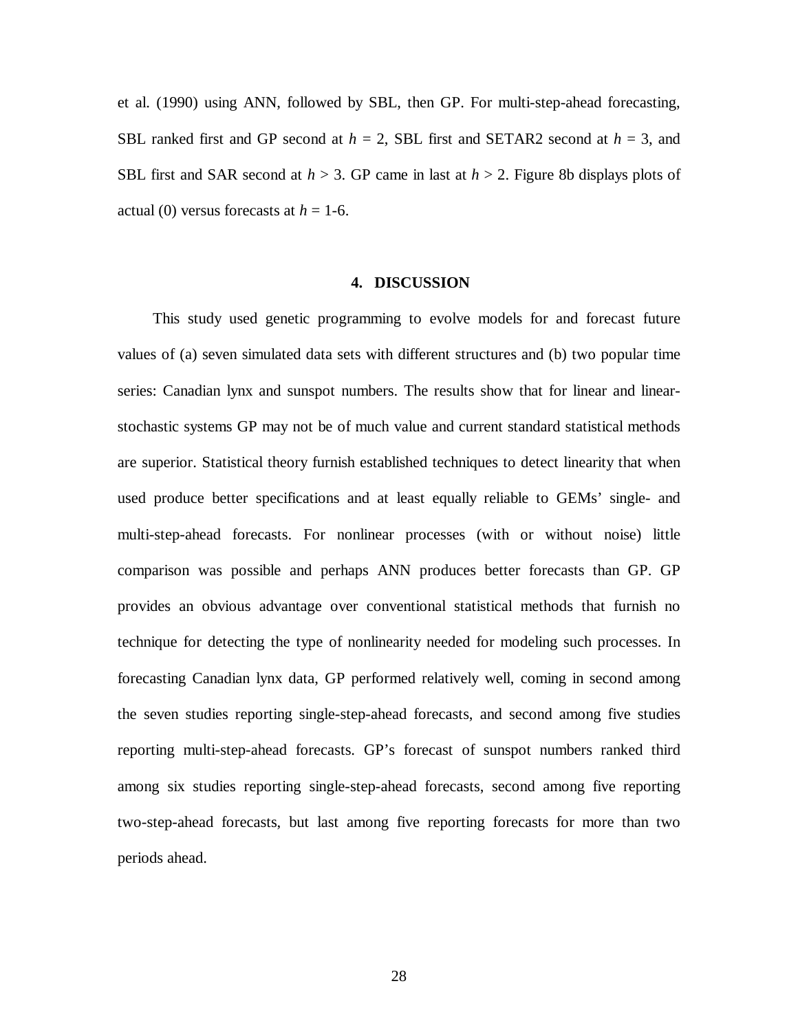et al. (1990) using ANN, followed by SBL, then GP. For multi-step-ahead forecasting, SBL ranked first and GP second at $h = 2$, SBL first and SETAR2 second at $h = 3$, and SBL first and SAR second at $h > 3$. GP came in last at $h > 2$. Figure 8b displays plots of actual (0) versus forecasts at $h = 1\text{-}6$.

## 4. DISCUSSION

This study used genetic programming to evolve models for and forecast future values of (a) seven simulated data sets with different structures and (b) two popular time series: Canadian lynx and sunspot numbers. The results show that for linear and linear-stochastic systems GP may not be of much value and current standard statistical methods are superior. Statistical theory furnish established techniques to detect linearity that when used produce better specifications and at least equally reliable to GEMs' single- and multi-step-ahead forecasts. For nonlinear processes (with or without noise) little comparison was possible and perhaps ANN produces better forecasts than GP. GP provides an obvious advantage over conventional statistical methods that furnish no technique for detecting the type of nonlinearity needed for modeling such processes. In forecasting Canadian lynx data, GP performed relatively well, coming in second among the seven studies reporting single-step-ahead forecasts, and second among five studies reporting multi-step-ahead forecasts. GP's forecast of sunspot numbers ranked third among six studies reporting single-step-ahead forecasts, second among five reporting two-step-ahead forecasts, but last among five reporting forecasts for more than two periods ahead.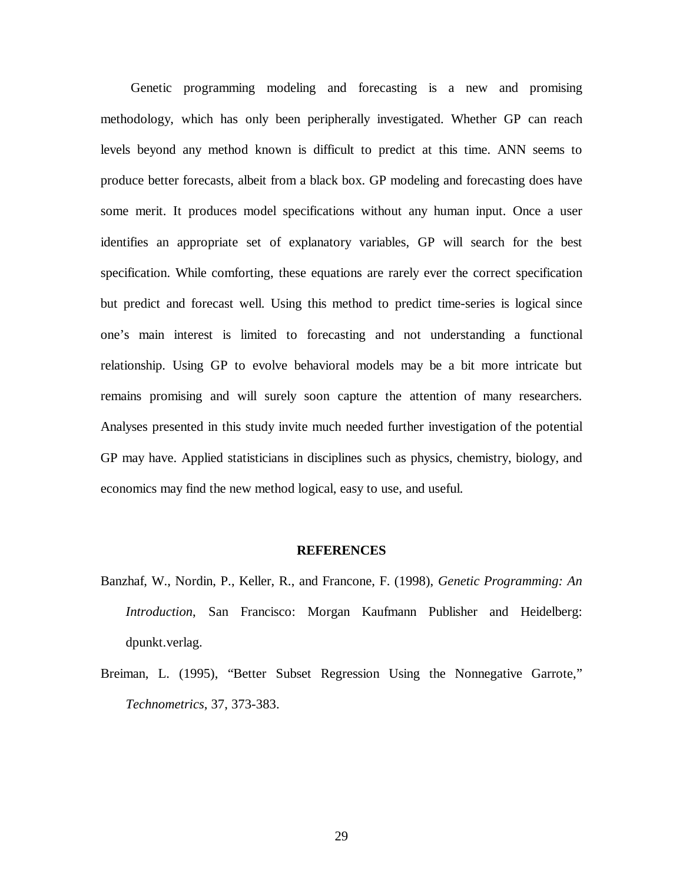Genetic programming modeling and forecasting is a new and promising methodology, which has only been peripherally investigated. Whether GP can reach levels beyond any method known is difficult to predict at this time. ANN seems to produce better forecasts, albeit from a black box. GP modeling and forecasting does have some merit. It produces model specifications without any human input. Once a user identifies an appropriate set of explanatory variables, GP will search for the best specification. While comforting, these equations are rarely ever the correct specification but predict and forecast well. Using this method to predict time-series is logical since one's main interest is limited to forecasting and not understanding a functional relationship. Using GP to evolve behavioral models may be a bit more intricate but remains promising and will surely soon capture the attention of many researchers. Analyses presented in this study invite much needed further investigation of the potential GP may have. Applied statisticians in disciplines such as physics, chemistry, biology, and economics may find the new method logical, easy to use, and useful.

## REFERENCES

Banzhaf, W., Nordin, P., Keller, R., and Francone, F. (1998), *Genetic Programming: An Introduction*, San Francisco: Morgan Kaufmann Publisher and Heidelberg: dpunkt.verlag.

Breiman, L. (1995), "Better Subset Regression Using the Nonnegative Garrote," *Technometrics*, 37, 373-383.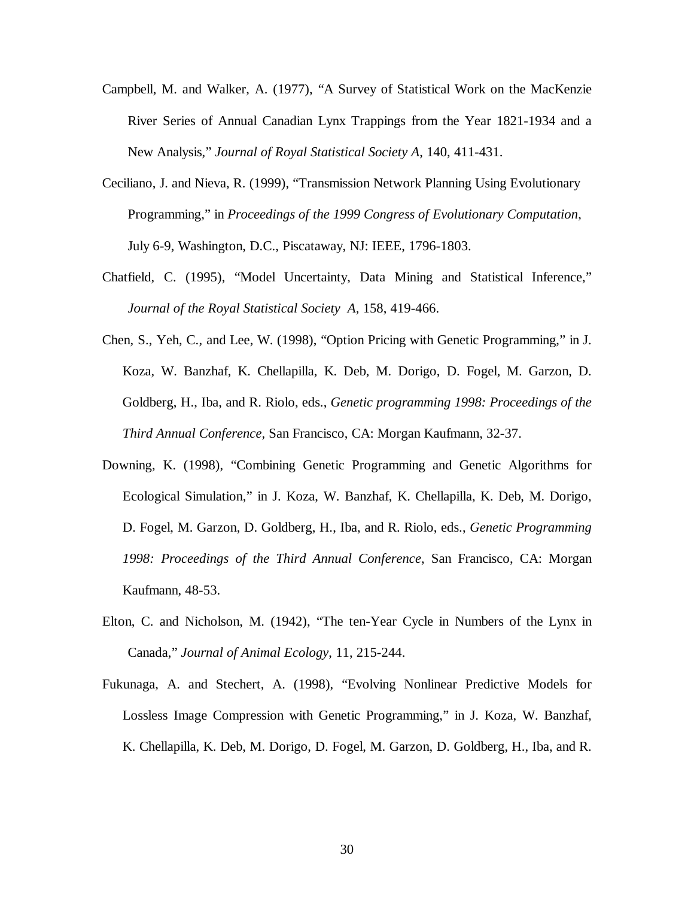Campbell, M. and Walker, A. (1977), "A Survey of Statistical Work on the MacKenzie River Series of Annual Canadian Lynx Trappings from the Year 1821-1934 and a New Analysis," *Journal of Royal Statistical Society A*, 140, 411-431.

Ceciliano, J. and Nieva, R. (1999), "Transmission Network Planning Using Evolutionary Programming," in *Proceedings of the 1999 Congress of Evolutionary Computation*, July 6-9, Washington, D.C., Piscataway, NJ: IEEE, 1796-1803.

Chatfield, C. (1995), "Model Uncertainty, Data Mining and Statistical Inference," *Journal of the Royal Statistical Society A,* 158, 419-466.

Chen, S., Yeh, C., and Lee, W. (1998), "Option Pricing with Genetic Programming," in J. Koza, W. Banzhaf, K. Chellapilla, K. Deb, M. Dorigo, D. Fogel, M. Garzon, D. Goldberg, H., Iba, and R. Riolo, eds., *Genetic programming 1998: Proceedings of the Third Annual Conference,* San Francisco, CA: Morgan Kaufmann, 32-37.

Downing, K. (1998), "Combining Genetic Programming and Genetic Algorithms for Ecological Simulation," in J. Koza, W. Banzhaf, K. Chellapilla, K. Deb, M. Dorigo, D. Fogel, M. Garzon, D. Goldberg, H., Iba, and R. Riolo, eds., *Genetic Programming 1998: Proceedings of the Third Annual Conference*, San Francisco, CA: Morgan Kaufmann, 48-53.

Elton, C. and Nicholson, M. (1942), "The ten-Year Cycle in Numbers of the Lynx in Canada," *Journal of Animal Ecology*, 11, 215-244.

Fukunaga, A. and Stechert, A. (1998), "Evolving Nonlinear Predictive Models for Lossless Image Compression with Genetic Programming," in J. Koza, W. Banzhaf, K. Chellapilla, K. Deb, M. Dorigo, D. Fogel, M. Garzon, D. Goldberg, H., Iba, and R.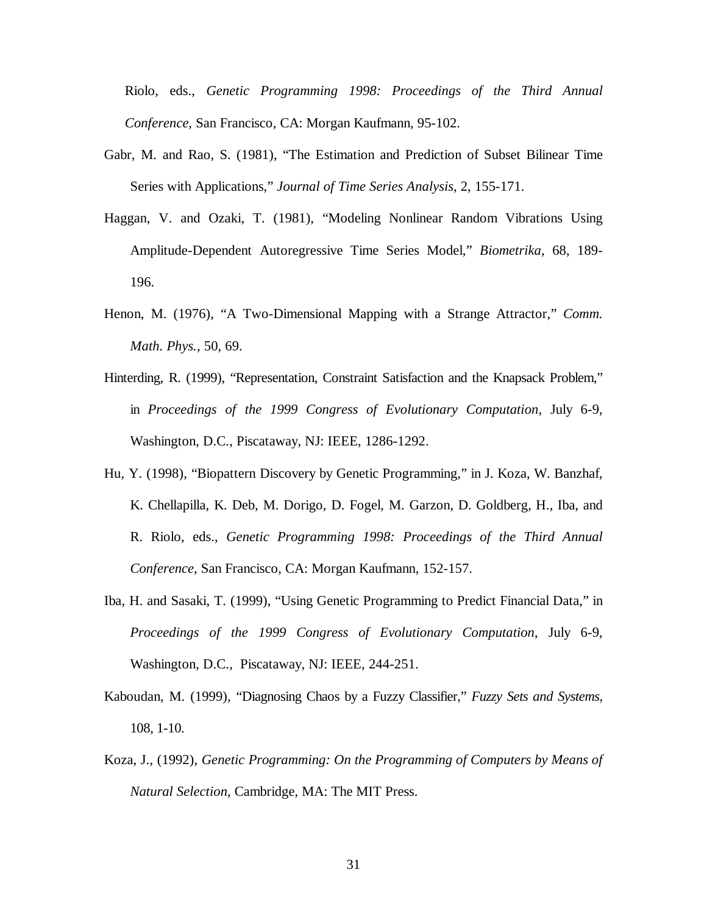Riolo, eds., *Genetic Programming 1998: Proceedings of the Third Annual Conference*, San Francisco, CA: Morgan Kaufmann, 95-102.

Gabr, M. and Rao, S. (1981), "The Estimation and Prediction of Subset Bilinear Time Series with Applications," *Journal of Time Series Analysis*, 2, 155-171.

Haggan, V. and Ozaki, T. (1981), "Modeling Nonlinear Random Vibrations Using Amplitude-Dependent Autoregressive Time Series Model," *Biometrika*, 68, 189-196.

Henon, M. (1976), "A Two-Dimensional Mapping with a Strange Attractor," *Comm. Math. Phys.*, 50, 69.

Hinterding, R. (1999), "Representation, Constraint Satisfaction and the Knapsack Problem," in *Proceedings of the 1999 Congress of Evolutionary Computation*, July 6-9, Washington, D.C., Piscataway, NJ: IEEE, 1286-1292.

Hu, Y. (1998), "Biopattern Discovery by Genetic Programming," in J. Koza, W. Banzhaf, K. Chellapilla, K. Deb, M. Dorigo, D. Fogel, M. Garzon, D. Goldberg, H., Iba, and R. Riolo, eds., *Genetic Programming 1998: Proceedings of the Third Annual Conference*, San Francisco, CA: Morgan Kaufmann, 152-157.

Iba, H. and Sasaki, T. (1999), "Using Genetic Programming to Predict Financial Data," in *Proceedings of the 1999 Congress of Evolutionary Computation*, July 6-9, Washington, D.C., Piscataway, NJ: IEEE, 244-251.

Kaboudan, M. (1999), "Diagnosing Chaos by a Fuzzy Classifier," *Fuzzy Sets and Systems*, 108, 1-10.

Koza, J., (1992), *Genetic Programming: On the Programming of Computers by Means of Natural Selection*, Cambridge, MA: The MIT Press.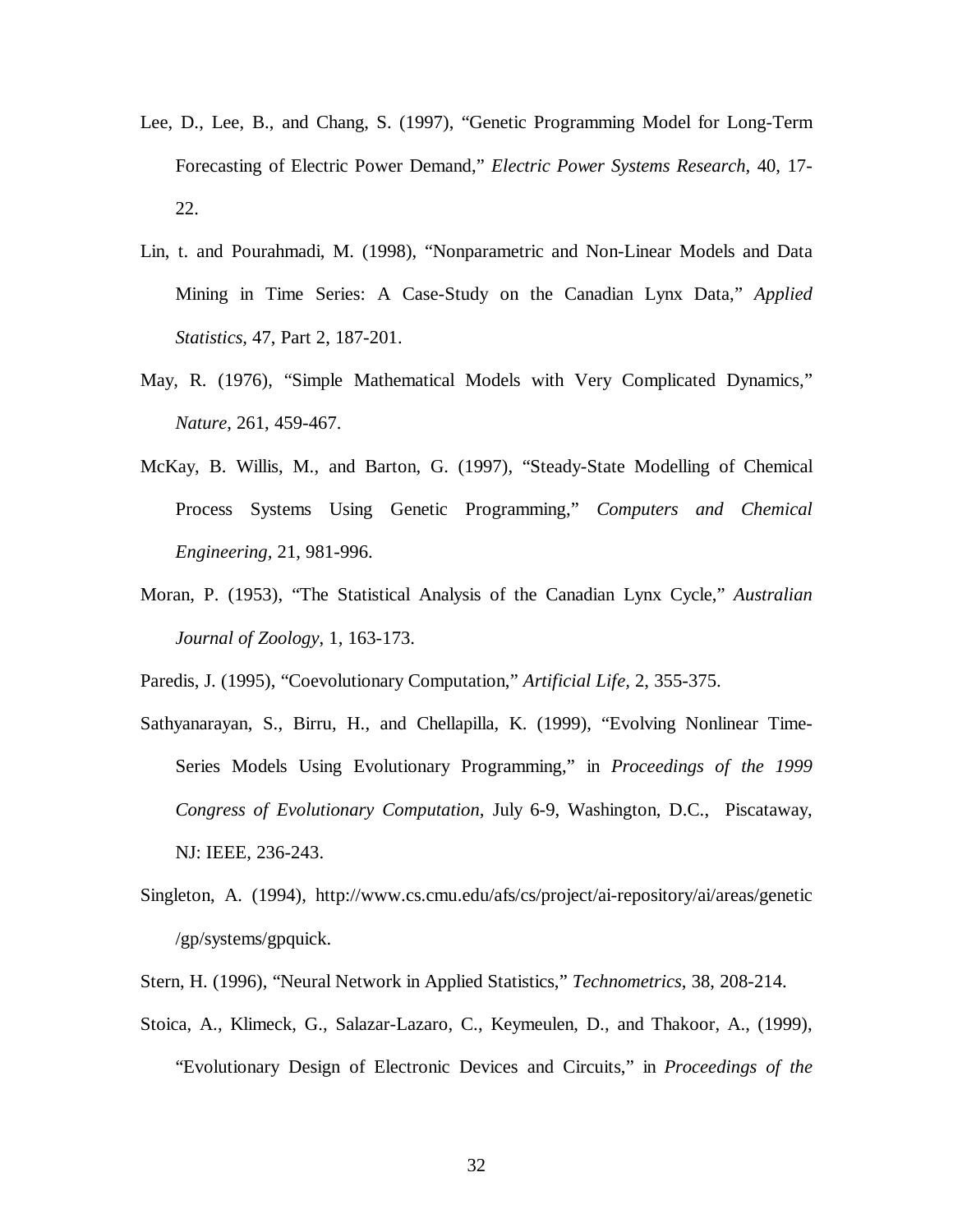Lee, D., Lee, B., and Chang, S. (1997), "Genetic Programming Model for Long-Term Forecasting of Electric Power Demand," *Electric Power Systems Research*, 40, 17-22.

Lin, t. and Pourahmadi, M. (1998), "Nonparametric and Non-Linear Models and Data Mining in Time Series: A Case-Study on the Canadian Lynx Data," *Applied Statistics*, 47, Part 2, 187-201.

May, R. (1976), "Simple Mathematical Models with Very Complicated Dynamics," *Nature*, 261, 459-467.

McKay, B. Willis, M., and Barton, G. (1997), "Steady-State Modelling of Chemical Process Systems Using Genetic Programming," *Computers and Chemical Engineering*, 21, 981-996.

Moran, P. (1953), "The Statistical Analysis of the Canadian Lynx Cycle," *Australian Journal of Zoology*, 1, 163-173.

Paredis, J. (1995), "Coevolutionary Computation," *Artificial Life*, 2, 355-375.

Sathyanarayan, S., Birru, H., and Chellapilla, K. (1999), "Evolving Nonlinear Time-Series Models Using Evolutionary Programming," in *Proceedings of the 1999 Congress of Evolutionary Computation*, July 6-9, Washington, D.C., Piscataway, NJ: IEEE, 236-243.

Singleton, A. (1994), http://www.cs.cmu.edu/afs/cs/project/ai-repository/ai/areas/genetic/gp/systems/gpquick.

Stern, H. (1996), "Neural Network in Applied Statistics," *Technometrics*, 38, 208-214.

Stoica, A., Klimeck, G., Salazar-Lazaro, C., Keymeulen, D., and Thakoor, A., (1999), "Evolutionary Design of Electronic Devices and Circuits," in *Proceedings of the*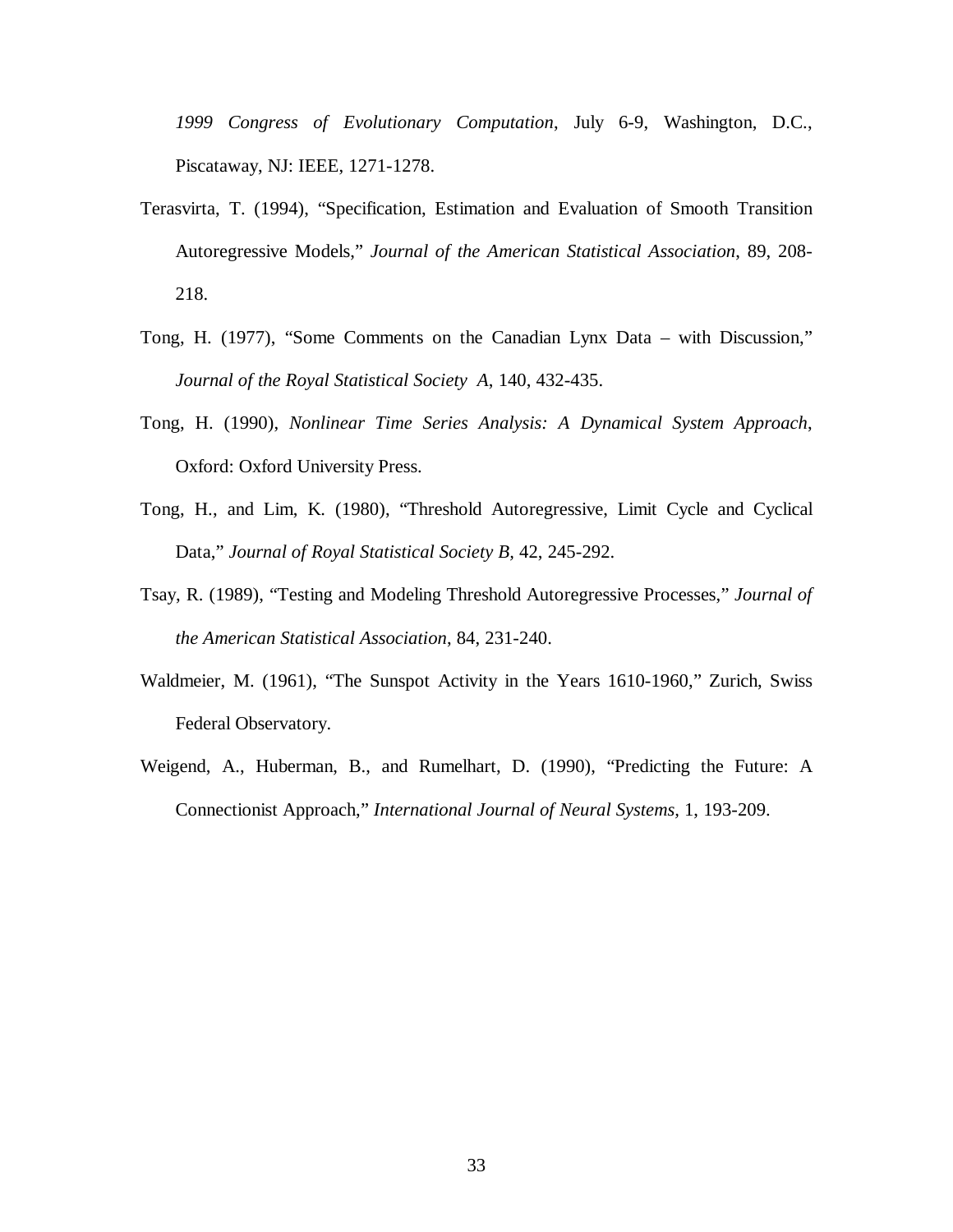*1999 Congress of Evolutionary Computation*, July 6-9, Washington, D.C., Piscataway, NJ: IEEE, 1271-1278.

Terasvirta, T. (1994), "Specification, Estimation and Evaluation of Smooth Transition Autoregressive Models," *Journal of the American Statistical Association*, 89, 208-218.

Tong, H. (1977), "Some Comments on the Canadian Lynx Data – with Discussion," *Journal of the Royal Statistical Society A*, 140, 432-435.

Tong, H. (1990), *Nonlinear Time Series Analysis: A Dynamical System Approach*, Oxford: Oxford University Press.

Tong, H., and Lim, K. (1980), "Threshold Autoregressive, Limit Cycle and Cyclical Data," *Journal of Royal Statistical Society B,* 42, 245-292.

Tsay, R. (1989), "Testing and Modeling Threshold Autoregressive Processes," *Journal of the American Statistical Association*, 84, 231-240.

Waldmeier, M. (1961), "The Sunspot Activity in the Years 1610-1960," Zurich, Swiss Federal Observatory.

Weigend, A., Huberman, B., and Rumelhart, D. (1990), "Predicting the Future: A Connectionist Approach," *International Journal of Neural Systems,* 1, 193-209.